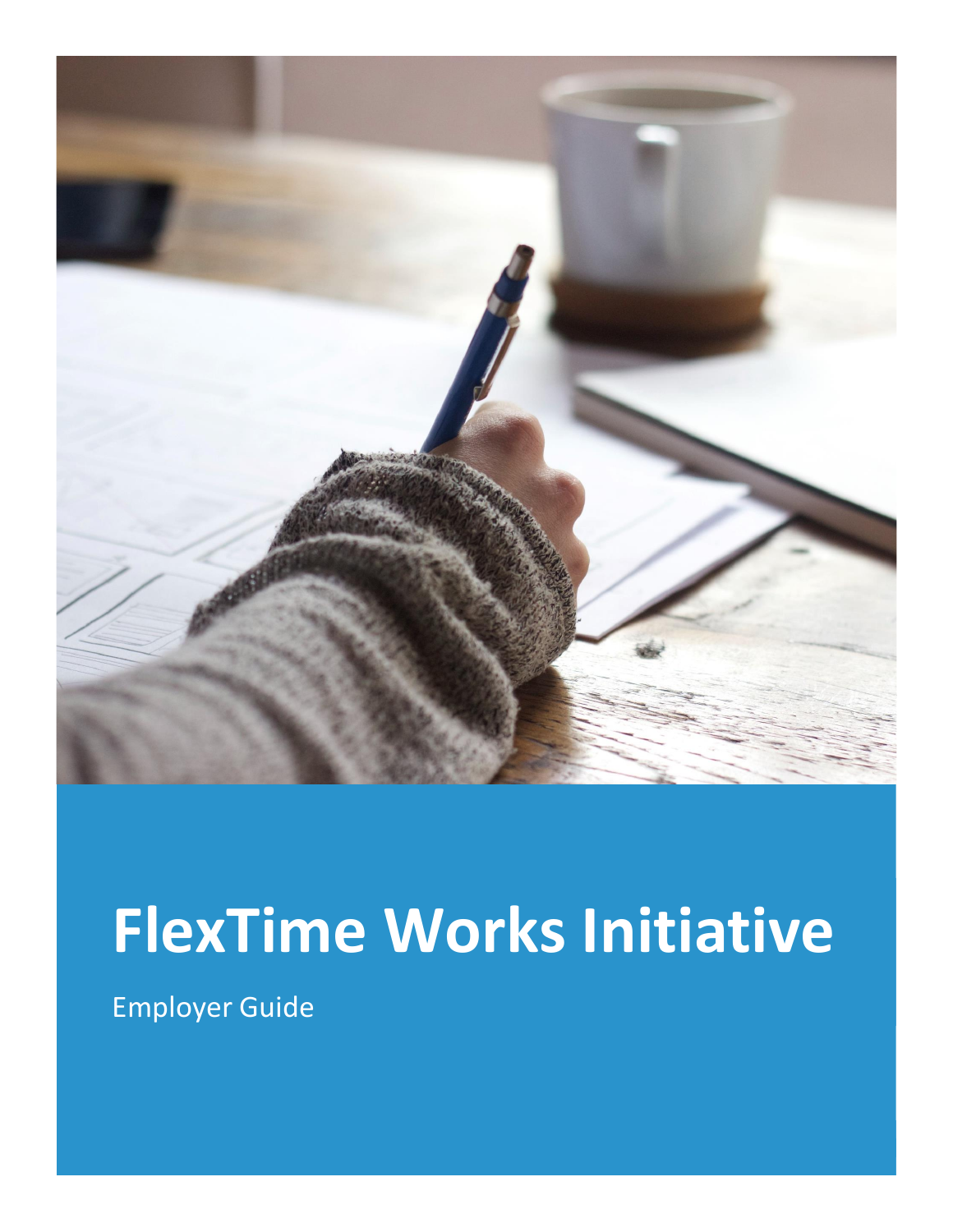# FlexTime Works Initiative

Employer Guide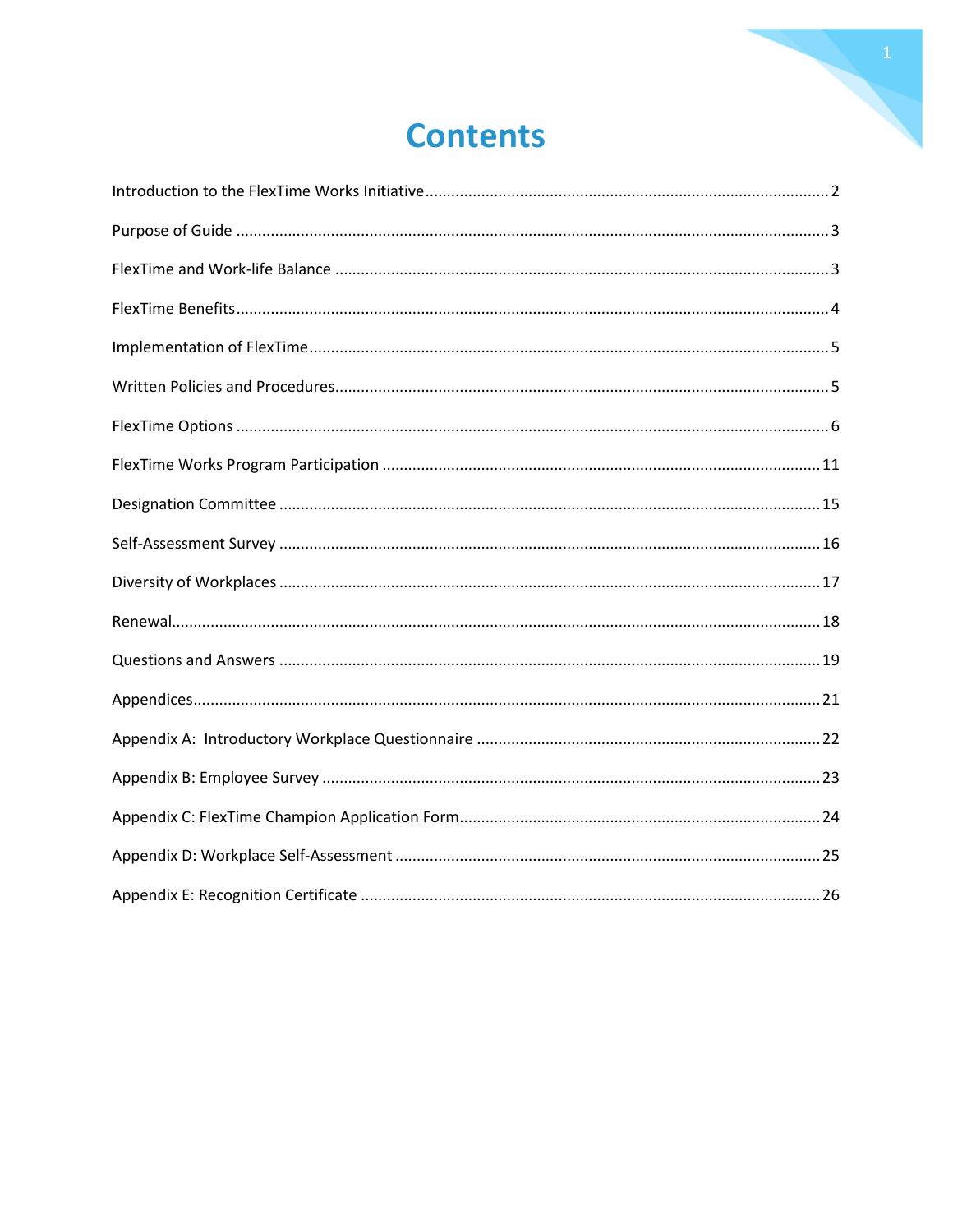# Contents

Introduction to the FlexTime Works Initiative ............................................................................................ 2

Purpose of Guide ...................................................................................................................................... 3

FlexTime and Work-life Balance ................................................................................................................. 3

FlexTime Benefits ...................................................................................................................................... 4

Implementation of FlexTime ...................................................................................................................... 5

Written Policies and Procedures ................................................................................................................. 5

FlexTime Options ....................................................................................................................................... 6

FlexTime Works Program Participation .................................................................................................... 11

Designation Committee ........................................................................................................................... 15

Self-Assessment Survey ............................................................................................................................ 16

Diversity of Workplaces ............................................................................................................................ 17

Renewal .................................................................................................................................................. 18

Questions and Answers ............................................................................................................................ 19

Appendices .............................................................................................................................................. 21

Appendix A: Introductory Workplace Questionnaire ............................................................................... 22

Appendix B: Employee Survey .................................................................................................................. 23

Appendix C: FlexTime Champion Application Form .................................................................................. 24

Appendix D: Workplace Self-Assessment ................................................................................................. 25

Appendix E: Recognition Certificate ......................................................................................................... 26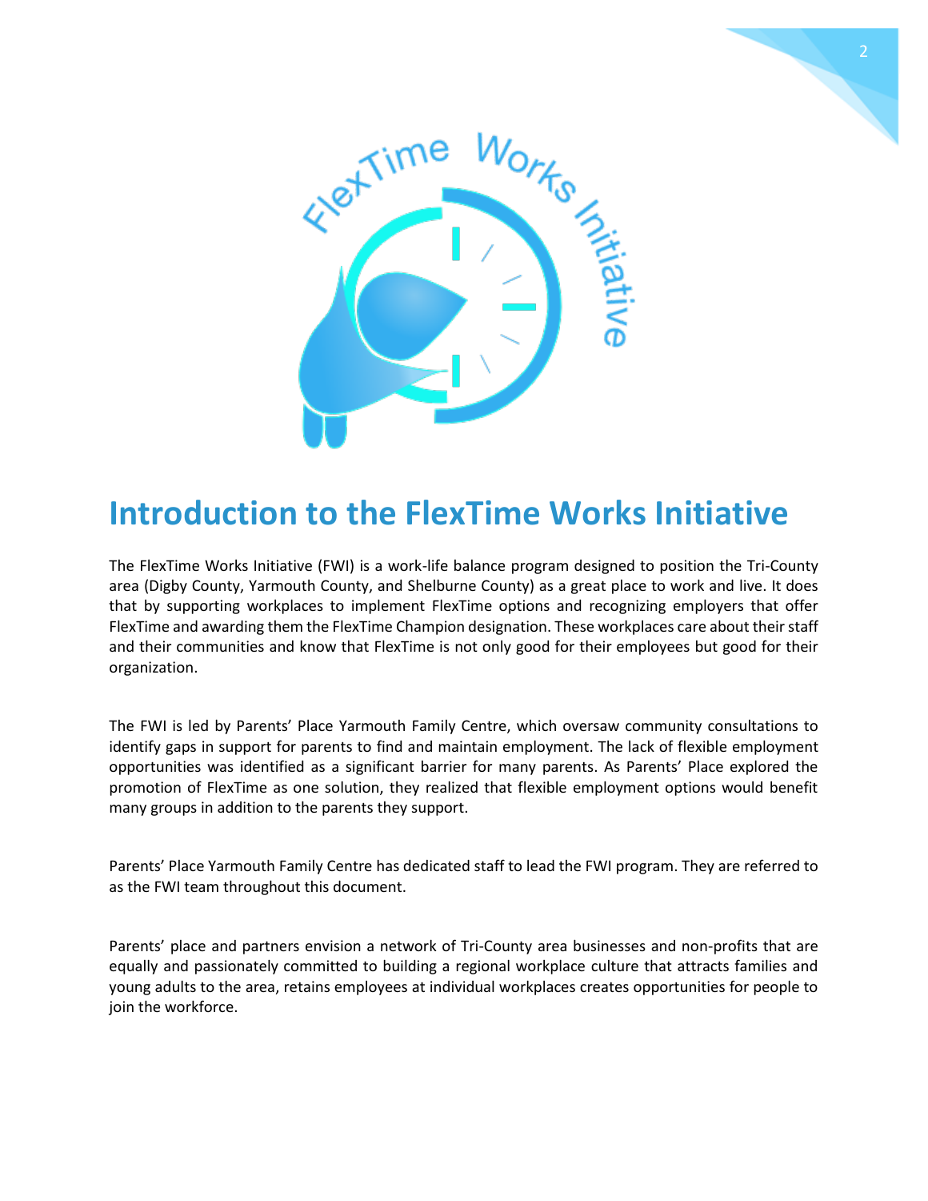# Introduction to the FlexTime Works Initiative

The FlexTime Works Initiative (FWI) is a work-life balance program designed to position the Tri-County area (Digby County, Yarmouth County, and Shelburne County) as a great place to work and live. It does that by supporting workplaces to implement FlexTime options and recognizing employers that offer FlexTime and awarding them the FlexTime Champion designation. These workplaces care about their staff and their communities and know that FlexTime is not only good for their employees but good for their organization.

The FWI is led by Parents' Place Yarmouth Family Centre, which oversaw community consultations to identify gaps in support for parents to find and maintain employment. The lack of flexible employment opportunities was identified as a significant barrier for many parents. As Parents' Place explored the promotion of FlexTime as one solution, they realized that flexible employment options would benefit many groups in addition to the parents they support.

Parents' Place Yarmouth Family Centre has dedicated staff to lead the FWI program. They are referred to as the FWI team throughout this document.

Parents' place and partners envision a network of Tri-County area businesses and non-profits that are equally and passionately committed to building a regional workplace culture that attracts families and young adults to the area, retains employees at individual workplaces creates opportunities for people to join the workforce.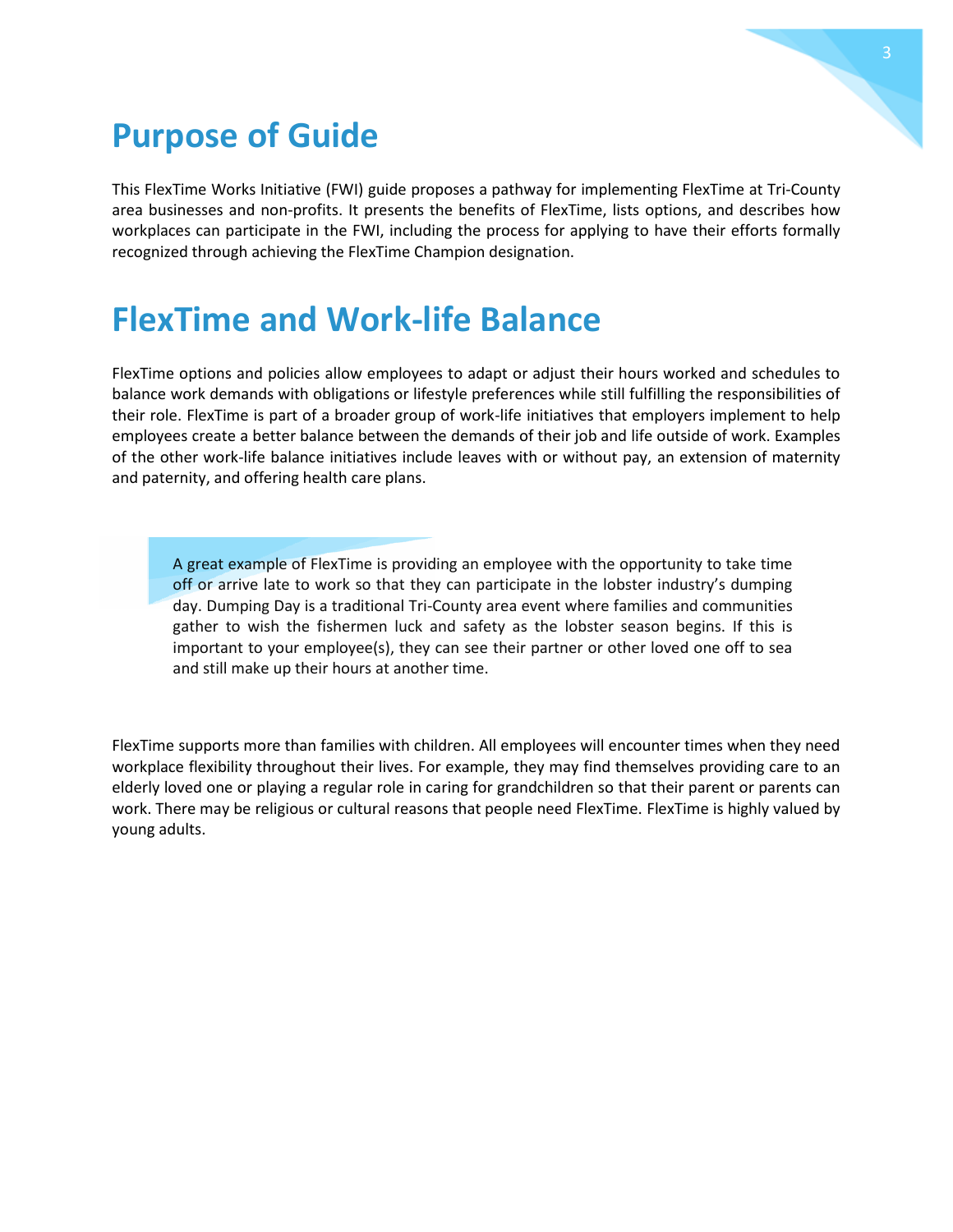# Purpose of Guide

This FlexTime Works Initiative (FWI) guide proposes a pathway for implementing FlexTime at Tri-County area businesses and non-profits. It presents the benefits of FlexTime, lists options, and describes how workplaces can participate in the FWI, including the process for applying to have their efforts formally recognized through achieving the FlexTime Champion designation.

# FlexTime and Work-life Balance

FlexTime options and policies allow employees to adapt or adjust their hours worked and schedules to balance work demands with obligations or lifestyle preferences while still fulfilling the responsibilities of their role. FlexTime is part of a broader group of work-life initiatives that employers implement to help employees create a better balance between the demands of their job and life outside of work. Examples of the other work-life balance initiatives include leaves with or without pay, an extension of maternity and paternity, and offering health care plans.

> A great example of FlexTime is providing an employee with the opportunity to take time off or arrive late to work so that they can participate in the lobster industry's dumping day. Dumping Day is a traditional Tri-County area event where families and communities gather to wish the fishermen luck and safety as the lobster season begins. If this is important to your employee(s), they can see their partner or other loved one off to sea and still make up their hours at another time.

FlexTime supports more than families with children. All employees will encounter times when they need workplace flexibility throughout their lives. For example, they may find themselves providing care to an elderly loved one or playing a regular role in caring for grandchildren so that their parent or parents can work. There may be religious or cultural reasons that people need FlexTime. FlexTime is highly valued by young adults.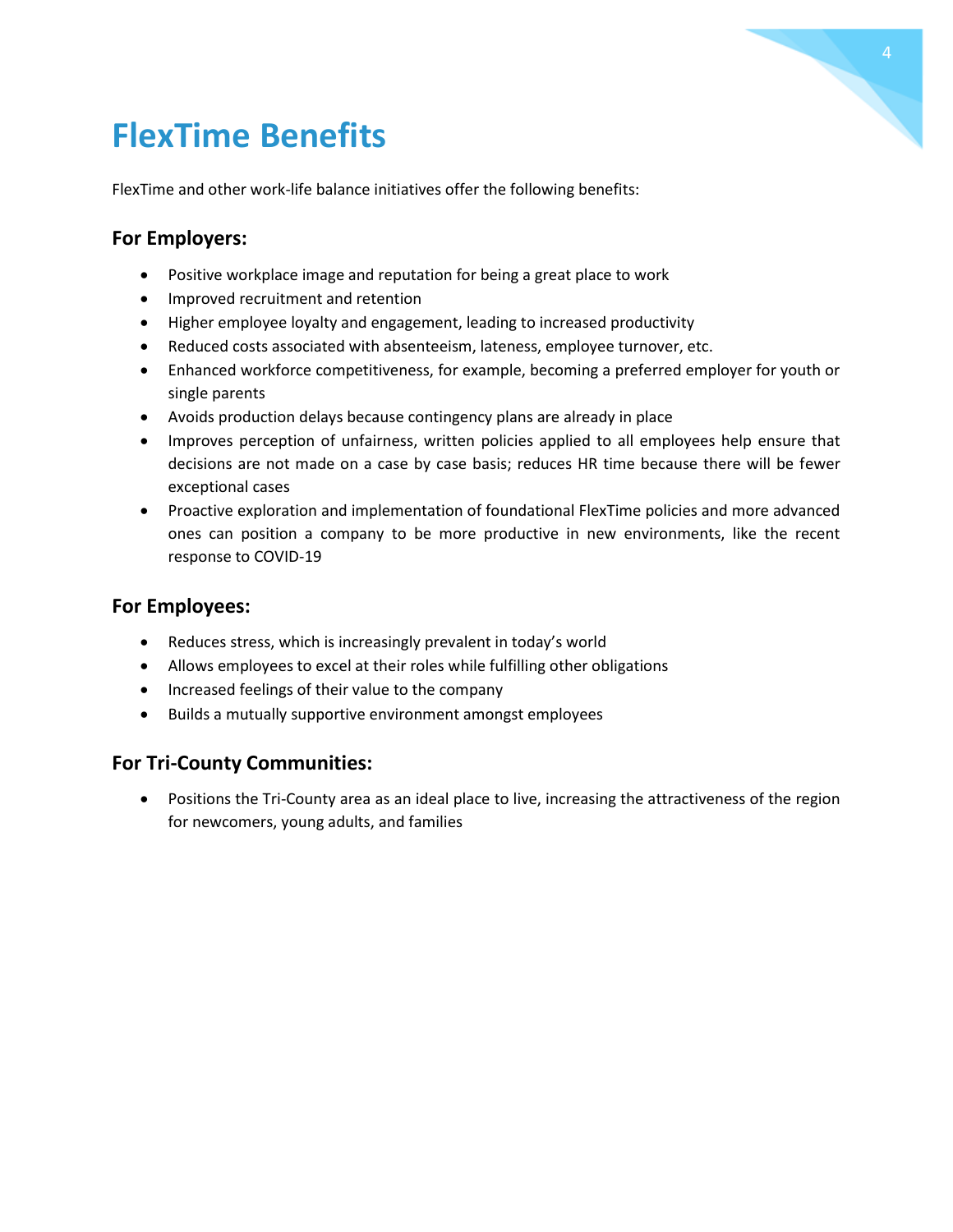# FlexTime Benefits

FlexTime and other work-life balance initiatives offer the following benefits:

### For Employers:

- Positive workplace image and reputation for being a great place to work
- Improved recruitment and retention
- Higher employee loyalty and engagement, leading to increased productivity
- Reduced costs associated with absenteeism, lateness, employee turnover, etc.
- Enhanced workforce competitiveness, for example, becoming a preferred employer for youth or single parents
- Avoids production delays because contingency plans are already in place
- Improves perception of unfairness, written policies applied to all employees help ensure that decisions are not made on a case by case basis; reduces HR time because there will be fewer exceptional cases
- Proactive exploration and implementation of foundational FlexTime policies and more advanced ones can position a company to be more productive in new environments, like the recent response to COVID-19

### For Employees:

- Reduces stress, which is increasingly prevalent in today's world
- Allows employees to excel at their roles while fulfilling other obligations
- Increased feelings of their value to the company
- Builds a mutually supportive environment amongst employees

### For Tri-County Communities:

- Positions the Tri-County area as an ideal place to live, increasing the attractiveness of the region for newcomers, young adults, and families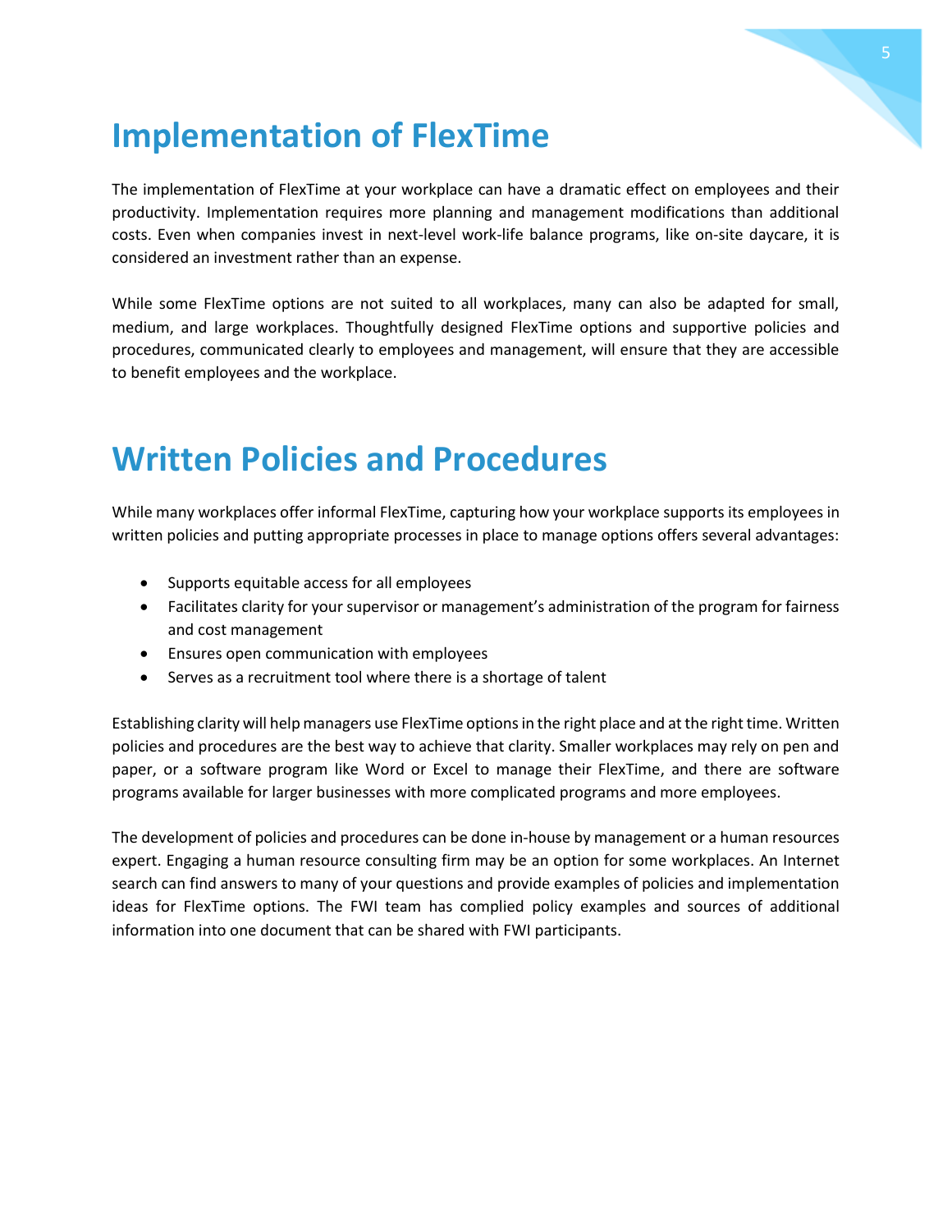# Implementation of FlexTime

The implementation of FlexTime at your workplace can have a dramatic effect on employees and their productivity. Implementation requires more planning and management modifications than additional costs. Even when companies invest in next-level work-life balance programs, like on-site daycare, it is considered an investment rather than an expense.

While some FlexTime options are not suited to all workplaces, many can also be adapted for small, medium, and large workplaces. Thoughtfully designed FlexTime options and supportive policies and procedures, communicated clearly to employees and management, will ensure that they are accessible to benefit employees and the workplace.

# Written Policies and Procedures

While many workplaces offer informal FlexTime, capturing how your workplace supports its employees in written policies and putting appropriate processes in place to manage options offers several advantages:

- Supports equitable access for all employees
- Facilitates clarity for your supervisor or management's administration of the program for fairness and cost management
- Ensures open communication with employees
- Serves as a recruitment tool where there is a shortage of talent

Establishing clarity will help managers use FlexTime options in the right place and at the right time. Written policies and procedures are the best way to achieve that clarity. Smaller workplaces may rely on pen and paper, or a software program like Word or Excel to manage their FlexTime, and there are software programs available for larger businesses with more complicated programs and more employees.

The development of policies and procedures can be done in-house by management or a human resources expert. Engaging a human resource consulting firm may be an option for some workplaces. An Internet search can find answers to many of your questions and provide examples of policies and implementation ideas for FlexTime options. The FWI team has complied policy examples and sources of additional information into one document that can be shared with FWI participants.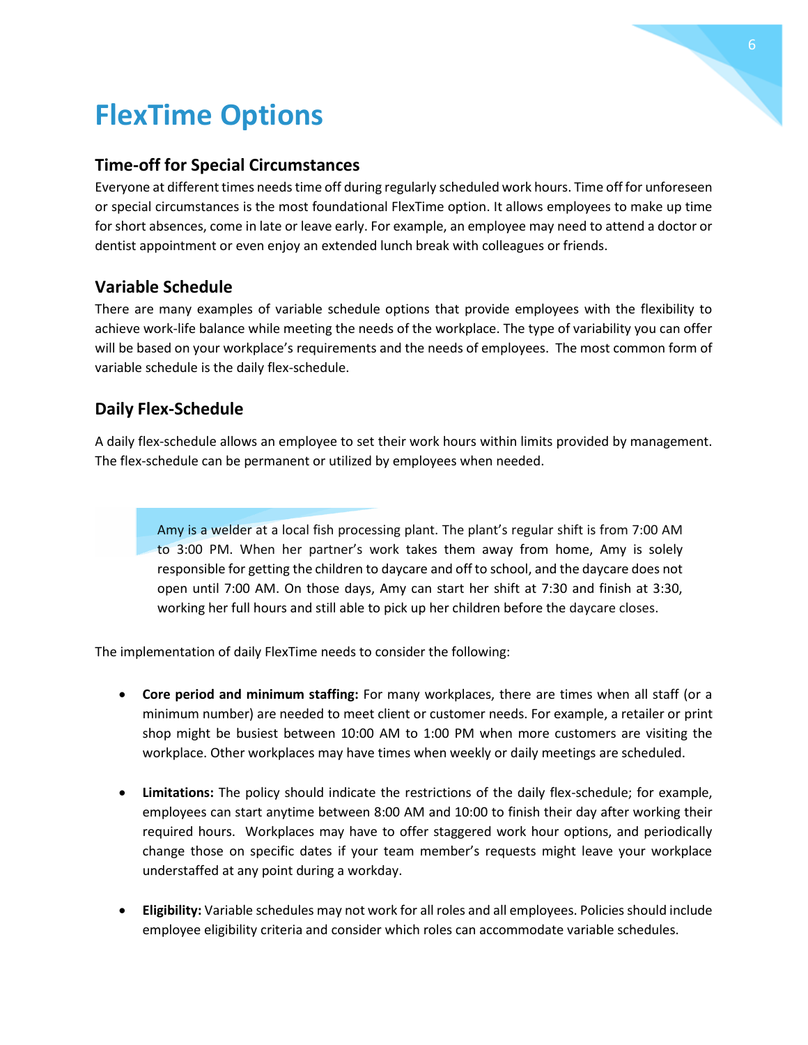# FlexTime Options

## Time-off for Special Circumstances

Everyone at different times needs time off during regularly scheduled work hours. Time off for unforeseen or special circumstances is the most foundational FlexTime option. It allows employees to make up time for short absences, come in late or leave early. For example, an employee may need to attend a doctor or dentist appointment or even enjoy an extended lunch break with colleagues or friends.

## Variable Schedule

There are many examples of variable schedule options that provide employees with the flexibility to achieve work-life balance while meeting the needs of the workplace. The type of variability you can offer will be based on your workplace's requirements and the needs of employees. The most common form of variable schedule is the daily flex-schedule.

## Daily Flex-Schedule

A daily flex-schedule allows an employee to set their work hours within limits provided by management. The flex-schedule can be permanent or utilized by employees when needed.

> Amy is a welder at a local fish processing plant. The plant's regular shift is from 7:00 AM to 3:00 PM. When her partner's work takes them away from home, Amy is solely responsible for getting the children to daycare and off to school, and the daycare does not open until 7:00 AM. On those days, Amy can start her shift at 7:30 and finish at 3:30, working her full hours and still able to pick up her children before the daycare closes.

The implementation of daily FlexTime needs to consider the following:

- **Core period and minimum staffing:** For many workplaces, there are times when all staff (or a minimum number) are needed to meet client or customer needs. For example, a retailer or print shop might be busiest between 10:00 AM to 1:00 PM when more customers are visiting the workplace. Other workplaces may have times when weekly or daily meetings are scheduled.

- **Limitations:** The policy should indicate the restrictions of the daily flex-schedule; for example, employees can start anytime between 8:00 AM and 10:00 to finish their day after working their required hours. Workplaces may have to offer staggered work hour options, and periodically change those on specific dates if your team member's requests might leave your workplace understaffed at any point during a workday.

- **Eligibility:** Variable schedules may not work for all roles and all employees. Policies should include employee eligibility criteria and consider which roles can accommodate variable schedules.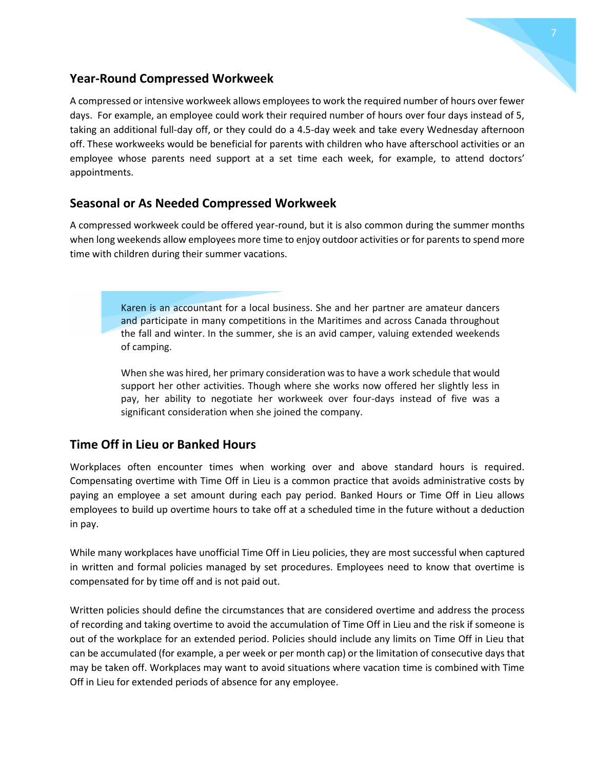## Year-Round Compressed Workweek

A compressed or intensive workweek allows employees to work the required number of hours over fewer days. For example, an employee could work their required number of hours over four days instead of 5, taking an additional full-day off, or they could do a 4.5-day week and take every Wednesday afternoon off. These workweeks would be beneficial for parents with children who have afterschool activities or an employee whose parents need support at a set time each week, for example, to attend doctors' appointments.

## Seasonal or As Needed Compressed Workweek

A compressed workweek could be offered year-round, but it is also common during the summer months when long weekends allow employees more time to enjoy outdoor activities or for parents to spend more time with children during their summer vacations.

> Karen is an accountant for a local business. She and her partner are amateur dancers and participate in many competitions in the Maritimes and across Canada throughout the fall and winter. In the summer, she is an avid camper, valuing extended weekends of camping.
>
> When she was hired, her primary consideration was to have a work schedule that would support her other activities. Though where she works now offered her slightly less in pay, her ability to negotiate her workweek over four-days instead of five was a significant consideration when she joined the company.

## Time Off in Lieu or Banked Hours

Workplaces often encounter times when working over and above standard hours is required. Compensating overtime with Time Off in Lieu is a common practice that avoids administrative costs by paying an employee a set amount during each pay period. Banked Hours or Time Off in Lieu allows employees to build up overtime hours to take off at a scheduled time in the future without a deduction in pay.

While many workplaces have unofficial Time Off in Lieu policies, they are most successful when captured in written and formal policies managed by set procedures. Employees need to know that overtime is compensated for by time off and is not paid out.

Written policies should define the circumstances that are considered overtime and address the process of recording and taking overtime to avoid the accumulation of Time Off in Lieu and the risk if someone is out of the workplace for an extended period. Policies should include any limits on Time Off in Lieu that can be accumulated (for example, a per week or per month cap) or the limitation of consecutive days that may be taken off. Workplaces may want to avoid situations where vacation time is combined with Time Off in Lieu for extended periods of absence for any employee.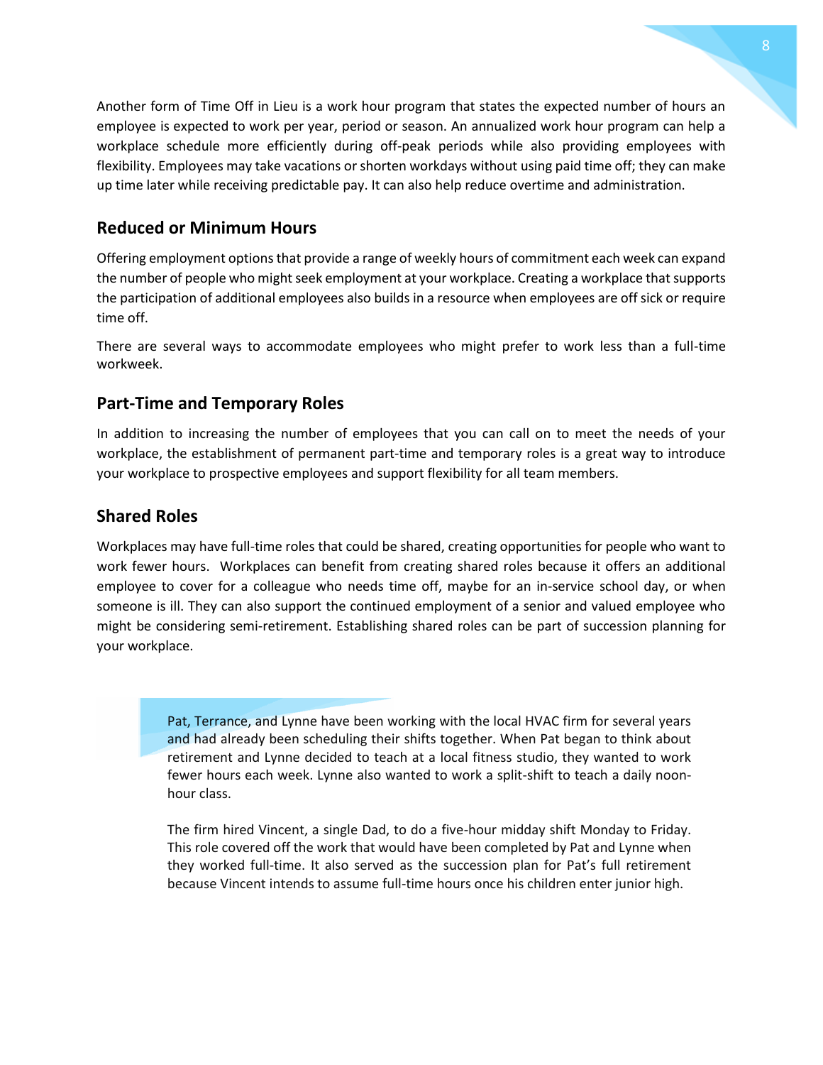Another form of Time Off in Lieu is a work hour program that states the expected number of hours an employee is expected to work per year, period or season. An annualized work hour program can help a workplace schedule more efficiently during off-peak periods while also providing employees with flexibility. Employees may take vacations or shorten workdays without using paid time off; they can make up time later while receiving predictable pay. It can also help reduce overtime and administration.

## Reduced or Minimum Hours

Offering employment options that provide a range of weekly hours of commitment each week can expand the number of people who might seek employment at your workplace. Creating a workplace that supports the participation of additional employees also builds in a resource when employees are off sick or require time off.

There are several ways to accommodate employees who might prefer to work less than a full-time workweek.

## Part-Time and Temporary Roles

In addition to increasing the number of employees that you can call on to meet the needs of your workplace, the establishment of permanent part-time and temporary roles is a great way to introduce your workplace to prospective employees and support flexibility for all team members.

## Shared Roles

Workplaces may have full-time roles that could be shared, creating opportunities for people who want to work fewer hours. Workplaces can benefit from creating shared roles because it offers an additional employee to cover for a colleague who needs time off, maybe for an in-service school day, or when someone is ill. They can also support the continued employment of a senior and valued employee who might be considering semi-retirement. Establishing shared roles can be part of succession planning for your workplace.

> Pat, Terrance, and Lynne have been working with the local HVAC firm for several years and had already been scheduling their shifts together. When Pat began to think about retirement and Lynne decided to teach at a local fitness studio, they wanted to work fewer hours each week. Lynne also wanted to work a split-shift to teach a daily noon-hour class.
>
> The firm hired Vincent, a single Dad, to do a five-hour midday shift Monday to Friday. This role covered off the work that would have been completed by Pat and Lynne when they worked full-time. It also served as the succession plan for Pat's full retirement because Vincent intends to assume full-time hours once his children enter junior high.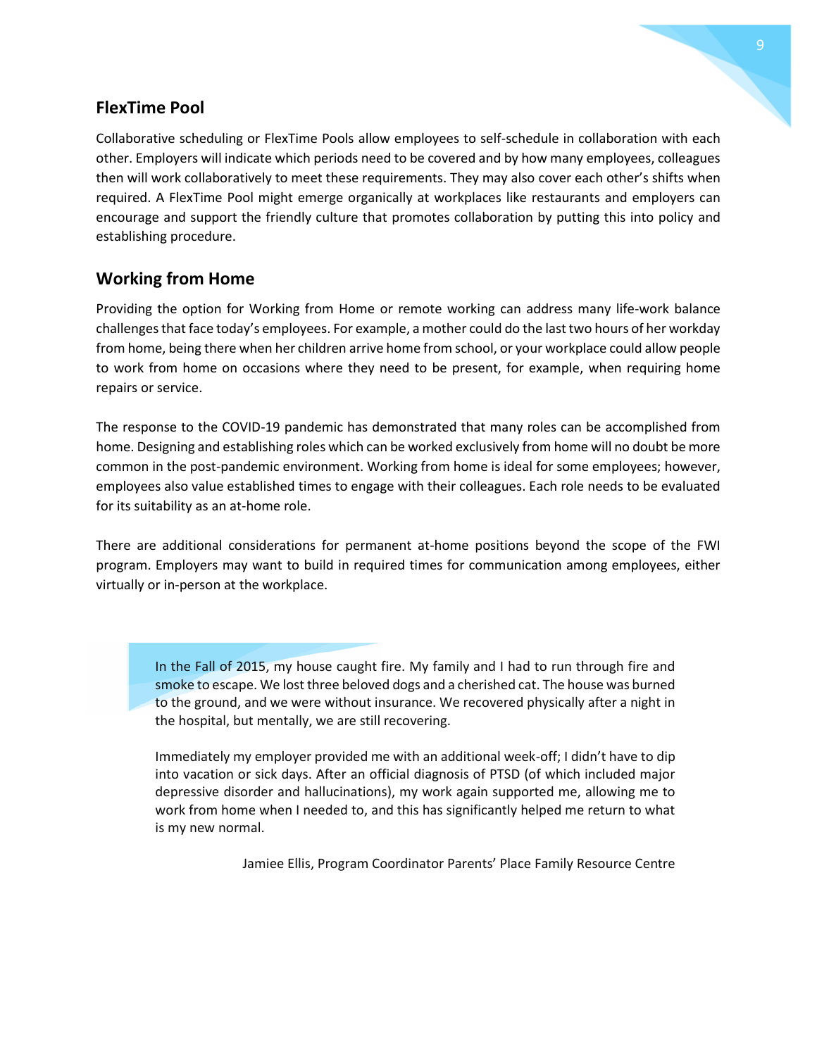## FlexTime Pool

Collaborative scheduling or FlexTime Pools allow employees to self-schedule in collaboration with each other. Employers will indicate which periods need to be covered and by how many employees, colleagues then will work collaboratively to meet these requirements. They may also cover each other's shifts when required. A FlexTime Pool might emerge organically at workplaces like restaurants and employers can encourage and support the friendly culture that promotes collaboration by putting this into policy and establishing procedure.

## Working from Home

Providing the option for Working from Home or remote working can address many life-work balance challenges that face today's employees. For example, a mother could do the last two hours of her workday from home, being there when her children arrive home from school, or your workplace could allow people to work from home on occasions where they need to be present, for example, when requiring home repairs or service.

The response to the COVID-19 pandemic has demonstrated that many roles can be accomplished from home. Designing and establishing roles which can be worked exclusively from home will no doubt be more common in the post-pandemic environment. Working from home is ideal for some employees; however, employees also value established times to engage with their colleagues. Each role needs to be evaluated for its suitability as an at-home role.

There are additional considerations for permanent at-home positions beyond the scope of the FWI program. Employers may want to build in required times for communication among employees, either virtually or in-person at the workplace.

> In the Fall of 2015, my house caught fire. My family and I had to run through fire and smoke to escape. We lost three beloved dogs and a cherished cat. The house was burned to the ground, and we were without insurance. We recovered physically after a night in the hospital, but mentally, we are still recovering.
>
> Immediately my employer provided me with an additional week-off; I didn't have to dip into vacation or sick days. After an official diagnosis of PTSD (of which included major depressive disorder and hallucinations), my work again supported me, allowing me to work from home when I needed to, and this has significantly helped me return to what is my new normal.
>
> Jamiee Ellis, Program Coordinator Parents' Place Family Resource Centre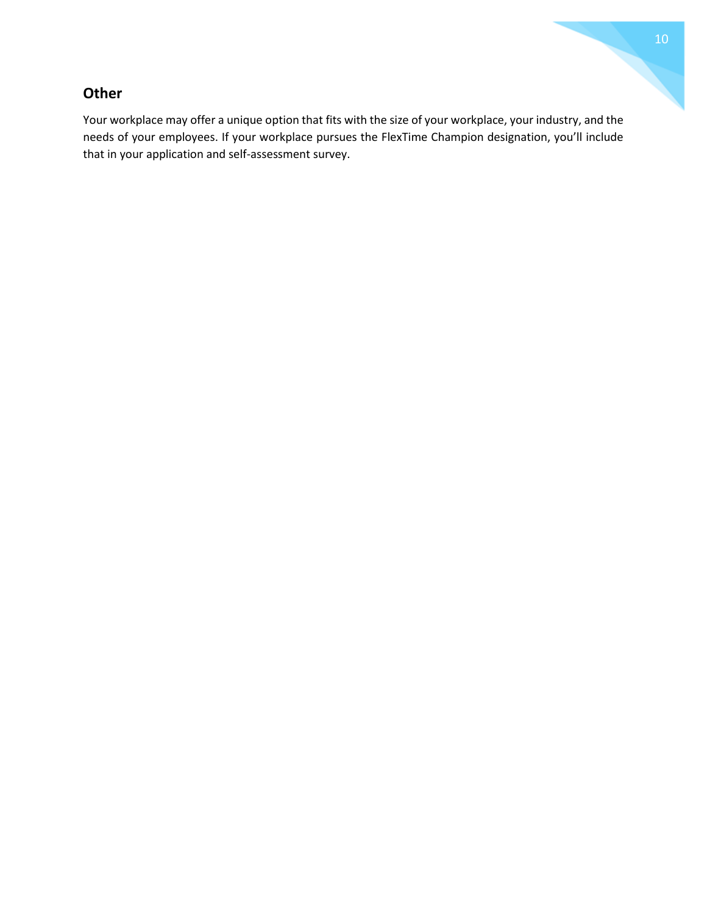### Other

Your workplace may offer a unique option that fits with the size of your workplace, your industry, and the needs of your employees. If your workplace pursues the FlexTime Champion designation, you'll include that in your application and self-assessment survey.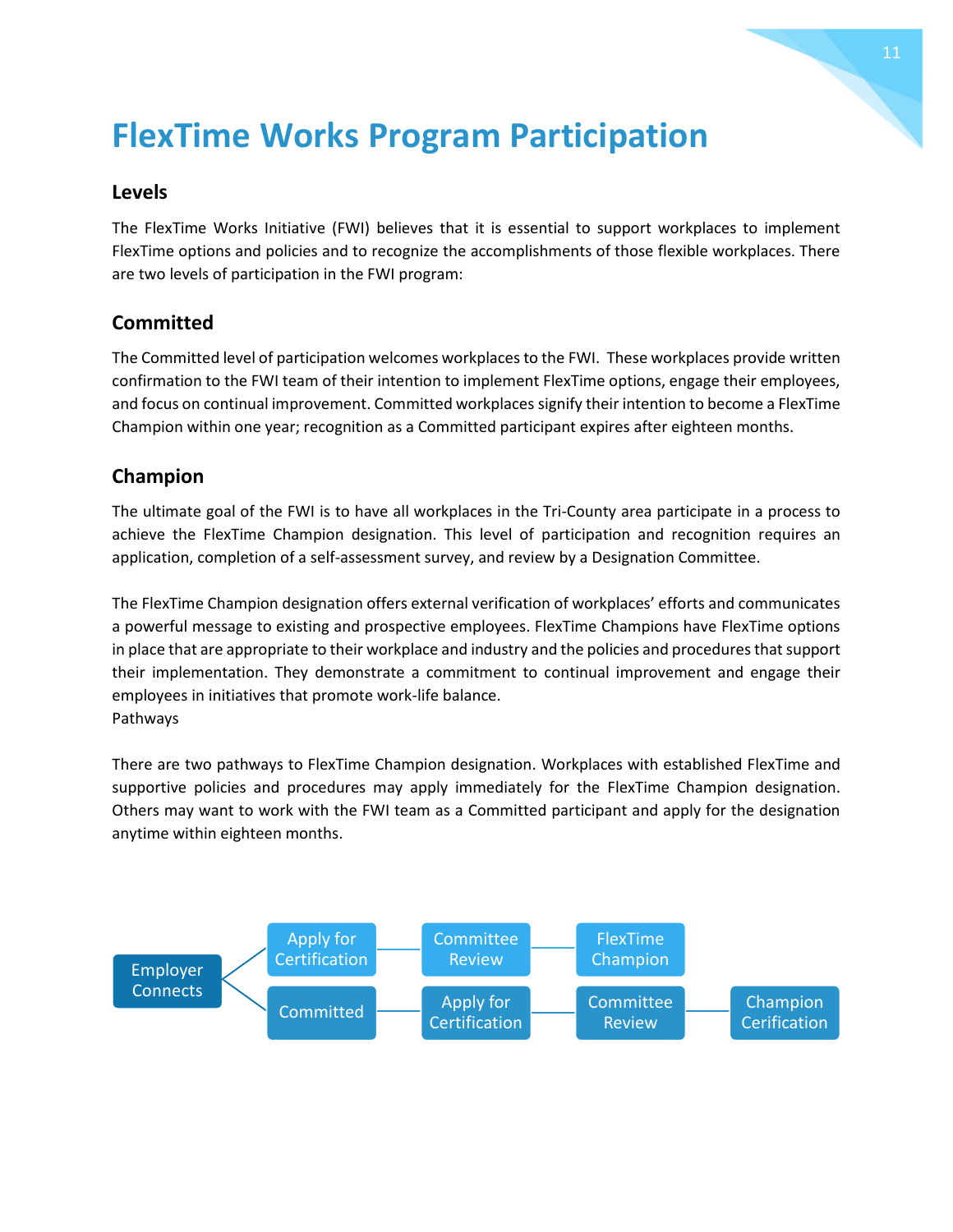# FlexTime Works Program Participation

### Levels

The FlexTime Works Initiative (FWI) believes that it is essential to support workplaces to implement FlexTime options and policies and to recognize the accomplishments of those flexible workplaces. There are two levels of participation in the FWI program:

### Committed

The Committed level of participation welcomes workplaces to the FWI. These workplaces provide written confirmation to the FWI team of their intention to implement FlexTime options, engage their employees, and focus on continual improvement. Committed workplaces signify their intention to become a FlexTime Champion within one year; recognition as a Committed participant expires after eighteen months.

### Champion

The ultimate goal of the FWI is to have all workplaces in the Tri-County area participate in a process to achieve the FlexTime Champion designation. This level of participation and recognition requires an application, completion of a self-assessment survey, and review by a Designation Committee.

The FlexTime Champion designation offers external verification of workplaces' efforts and communicates a powerful message to existing and prospective employees. FlexTime Champions have FlexTime options in place that are appropriate to their workplace and industry and the policies and procedures that support their implementation. They demonstrate a commitment to continual improvement and engage their employees in initiatives that promote work-life balance.

Pathways

There are two pathways to FlexTime Champion designation. Workplaces with established FlexTime and supportive policies and procedures may apply immediately for the FlexTime Champion designation. Others may want to work with the FWI team as a Committed participant and apply for the designation anytime within eighteen months.

Employer Connects
- Apply for Certification → Committee Review → FlexTime Champion
- Committed → Apply for Certification → Committee Review → Champion Cerification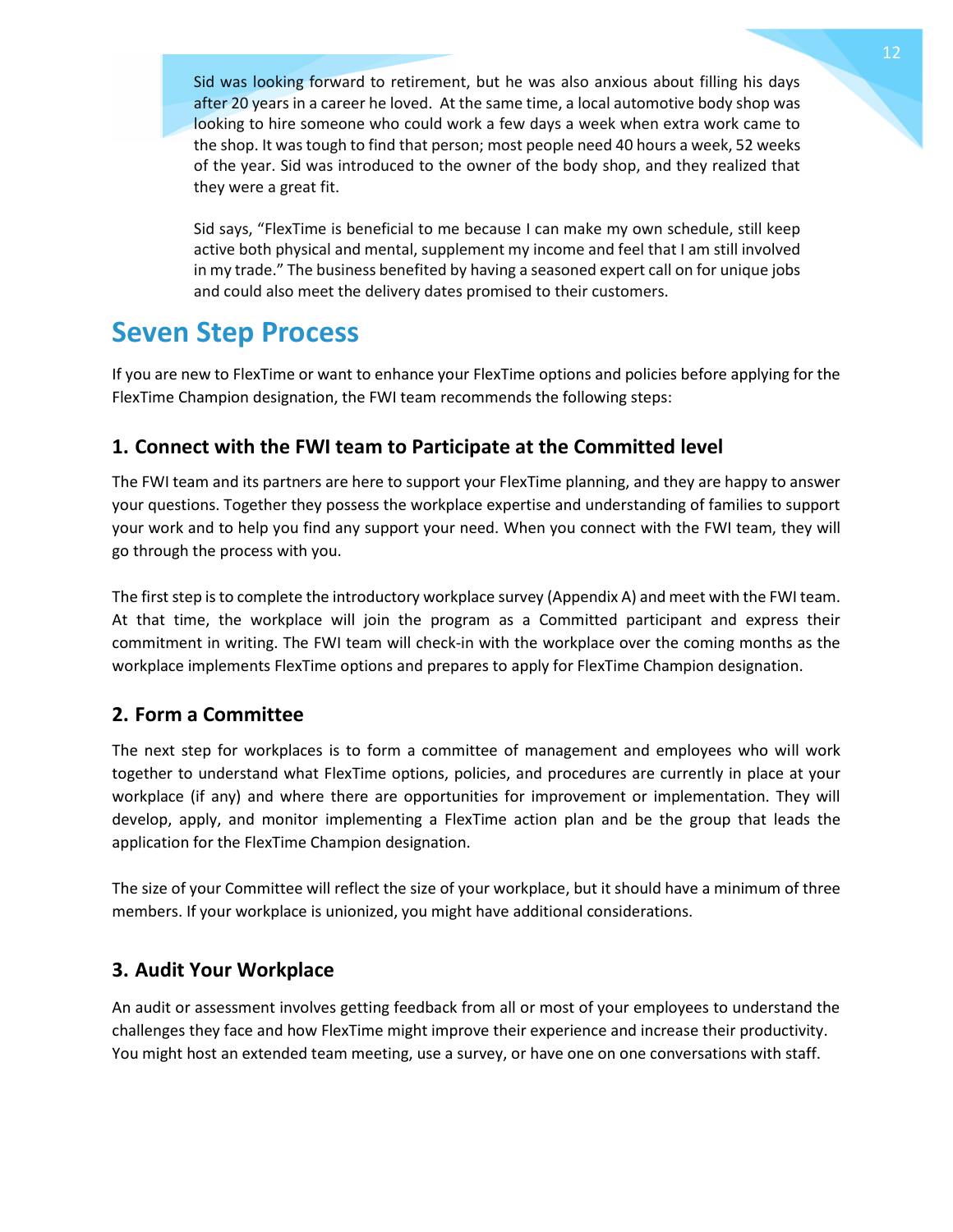Sid was looking forward to retirement, but he was also anxious about filling his days after 20 years in a career he loved. At the same time, a local automotive body shop was looking to hire someone who could work a few days a week when extra work came to the shop. It was tough to find that person; most people need 40 hours a week, 52 weeks of the year. Sid was introduced to the owner of the body shop, and they realized that they were a great fit.

Sid says, "FlexTime is beneficial to me because I can make my own schedule, still keep active both physical and mental, supplement my income and feel that I am still involved in my trade." The business benefited by having a seasoned expert call on for unique jobs and could also meet the delivery dates promised to their customers.

# Seven Step Process

If you are new to FlexTime or want to enhance your FlexTime options and policies before applying for the FlexTime Champion designation, the FWI team recommends the following steps:

## 1. Connect with the FWI team to Participate at the Committed level

The FWI team and its partners are here to support your FlexTime planning, and they are happy to answer your questions. Together they possess the workplace expertise and understanding of families to support your work and to help you find any support your need. When you connect with the FWI team, they will go through the process with you.

The first step is to complete the introductory workplace survey (Appendix A) and meet with the FWI team. At that time, the workplace will join the program as a Committed participant and express their commitment in writing. The FWI team will check-in with the workplace over the coming months as the workplace implements FlexTime options and prepares to apply for FlexTime Champion designation.

## 2. Form a Committee

The next step for workplaces is to form a committee of management and employees who will work together to understand what FlexTime options, policies, and procedures are currently in place at your workplace (if any) and where there are opportunities for improvement or implementation. They will develop, apply, and monitor implementing a FlexTime action plan and be the group that leads the application for the FlexTime Champion designation.

The size of your Committee will reflect the size of your workplace, but it should have a minimum of three members. If your workplace is unionized, you might have additional considerations.

## 3. Audit Your Workplace

An audit or assessment involves getting feedback from all or most of your employees to understand the challenges they face and how FlexTime might improve their experience and increase their productivity. You might host an extended team meeting, use a survey, or have one on one conversations with staff.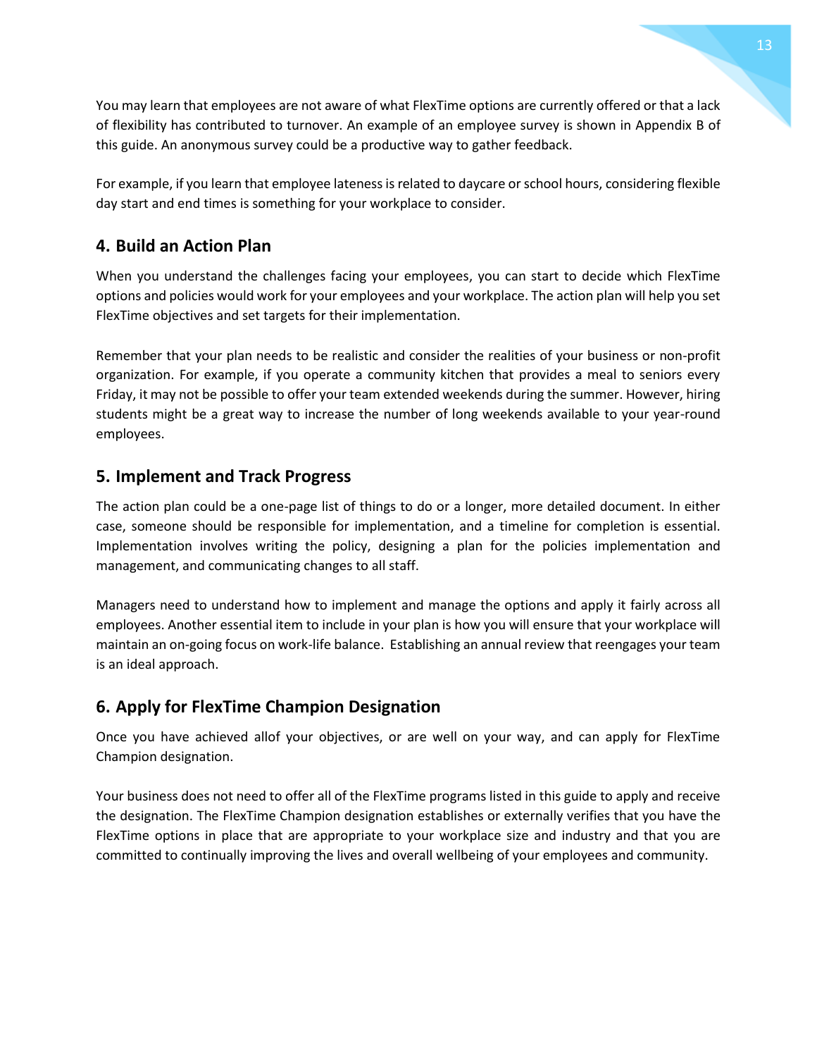You may learn that employees are not aware of what FlexTime options are currently offered or that a lack of flexibility has contributed to turnover. An example of an employee survey is shown in Appendix B of this guide. An anonymous survey could be a productive way to gather feedback.

For example, if you learn that employee lateness is related to daycare or school hours, considering flexible day start and end times is something for your workplace to consider.

## 4. Build an Action Plan

When you understand the challenges facing your employees, you can start to decide which FlexTime options and policies would work for your employees and your workplace. The action plan will help you set FlexTime objectives and set targets for their implementation.

Remember that your plan needs to be realistic and consider the realities of your business or non-profit organization. For example, if you operate a community kitchen that provides a meal to seniors every Friday, it may not be possible to offer your team extended weekends during the summer. However, hiring students might be a great way to increase the number of long weekends available to your year-round employees.

## 5. Implement and Track Progress

The action plan could be a one-page list of things to do or a longer, more detailed document. In either case, someone should be responsible for implementation, and a timeline for completion is essential. Implementation involves writing the policy, designing a plan for the policies implementation and management, and communicating changes to all staff.

Managers need to understand how to implement and manage the options and apply it fairly across all employees. Another essential item to include in your plan is how you will ensure that your workplace will maintain an on-going focus on work-life balance. Establishing an annual review that reengages your team is an ideal approach.

## 6. Apply for FlexTime Champion Designation

Once you have achieved allof your objectives, or are well on your way, and can apply for FlexTime Champion designation.

Your business does not need to offer all of the FlexTime programs listed in this guide to apply and receive the designation. The FlexTime Champion designation establishes or externally verifies that you have the FlexTime options in place that are appropriate to your workplace size and industry and that you are committed to continually improving the lives and overall wellbeing of your employees and community.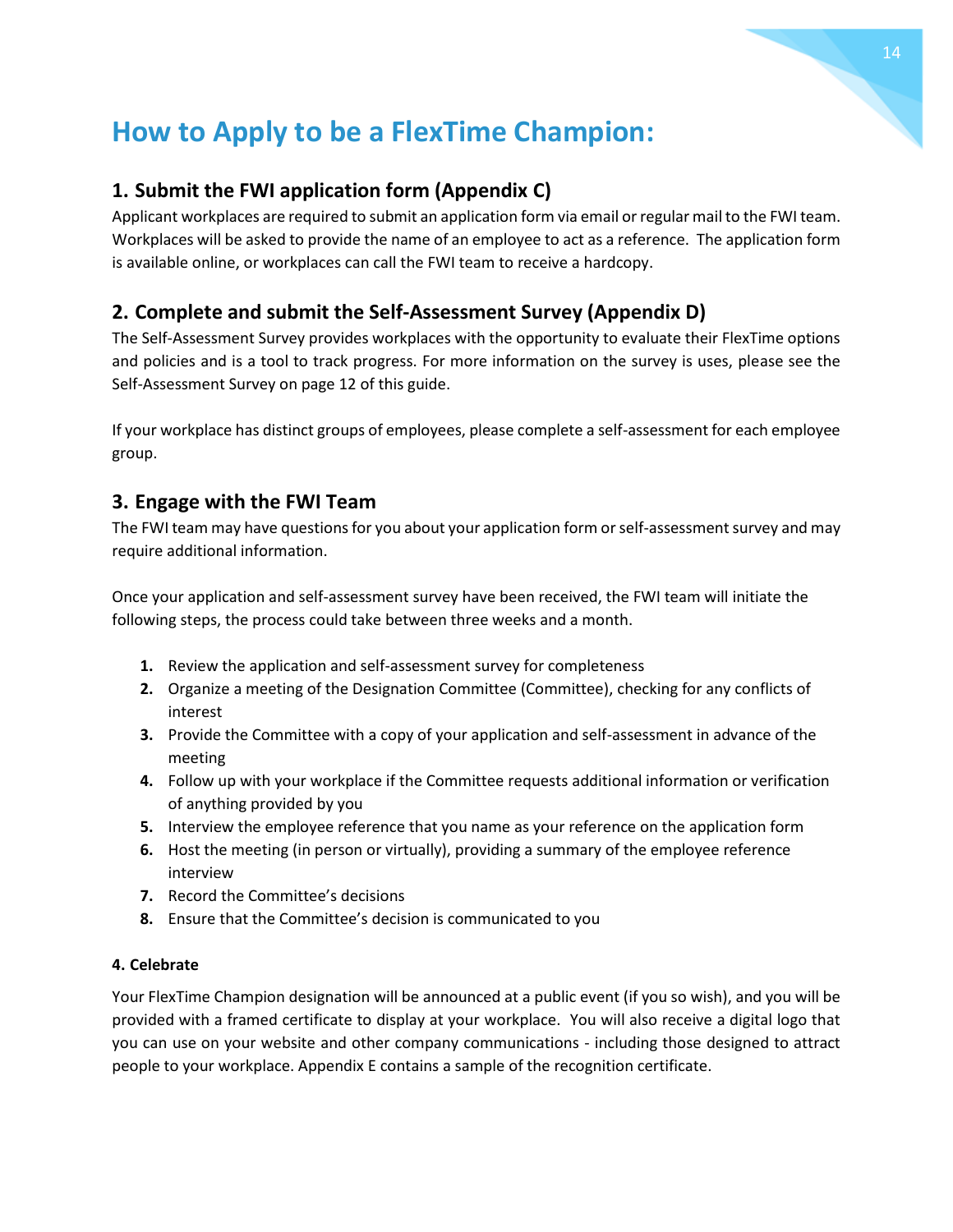# How to Apply to be a FlexTime Champion:

## 1. Submit the FWI application form (Appendix C)

Applicant workplaces are required to submit an application form via email or regular mail to the FWI team. Workplaces will be asked to provide the name of an employee to act as a reference. The application form is available online, or workplaces can call the FWI team to receive a hardcopy.

## 2. Complete and submit the Self-Assessment Survey (Appendix D)

The Self-Assessment Survey provides workplaces with the opportunity to evaluate their FlexTime options and policies and is a tool to track progress. For more information on the survey is uses, please see the Self-Assessment Survey on page 12 of this guide.

If your workplace has distinct groups of employees, please complete a self-assessment for each employee group.

## 3. Engage with the FWI Team

The FWI team may have questions for you about your application form or self-assessment survey and may require additional information.

Once your application and self-assessment survey have been received, the FWI team will initiate the following steps, the process could take between three weeks and a month.

1. Review the application and self-assessment survey for completeness
2. Organize a meeting of the Designation Committee (Committee), checking for any conflicts of interest
3. Provide the Committee with a copy of your application and self-assessment in advance of the meeting
4. Follow up with your workplace if the Committee requests additional information or verification of anything provided by you
5. Interview the employee reference that you name as your reference on the application form
6. Host the meeting (in person or virtually), providing a summary of the employee reference interview
7. Record the Committee's decisions
8. Ensure that the Committee's decision is communicated to you

#### 4. Celebrate

Your FlexTime Champion designation will be announced at a public event (if you so wish), and you will be provided with a framed certificate to display at your workplace. You will also receive a digital logo that you can use on your website and other company communications - including those designed to attract people to your workplace. Appendix E contains a sample of the recognition certificate.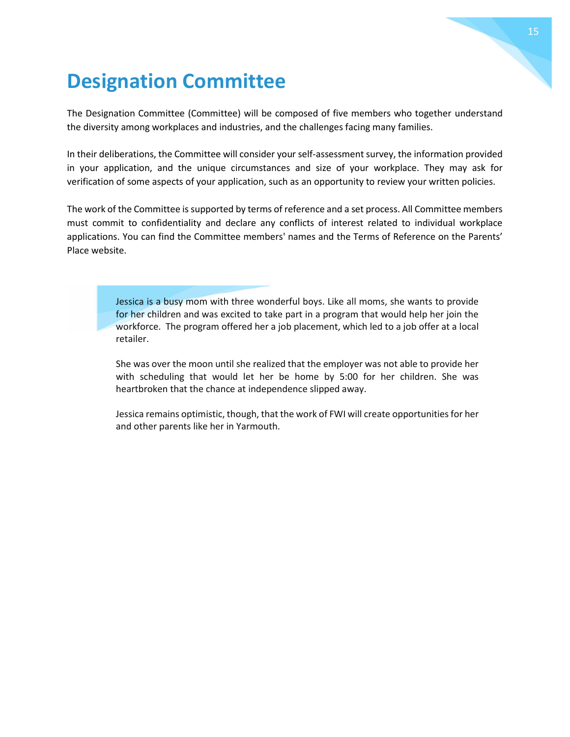# Designation Committee

The Designation Committee (Committee) will be composed of five members who together understand the diversity among workplaces and industries, and the challenges facing many families.

In their deliberations, the Committee will consider your self-assessment survey, the information provided in your application, and the unique circumstances and size of your workplace. They may ask for verification of some aspects of your application, such as an opportunity to review your written policies.

The work of the Committee is supported by terms of reference and a set process. All Committee members must commit to confidentiality and declare any conflicts of interest related to individual workplace applications. You can find the Committee members' names and the Terms of Reference on the Parents' Place website.

> Jessica is a busy mom with three wonderful boys. Like all moms, she wants to provide for her children and was excited to take part in a program that would help her join the workforce. The program offered her a job placement, which led to a job offer at a local retailer.
>
> She was over the moon until she realized that the employer was not able to provide her with scheduling that would let her be home by 5:00 for her children. She was heartbroken that the chance at independence slipped away.
>
> Jessica remains optimistic, though, that the work of FWI will create opportunities for her and other parents like her in Yarmouth.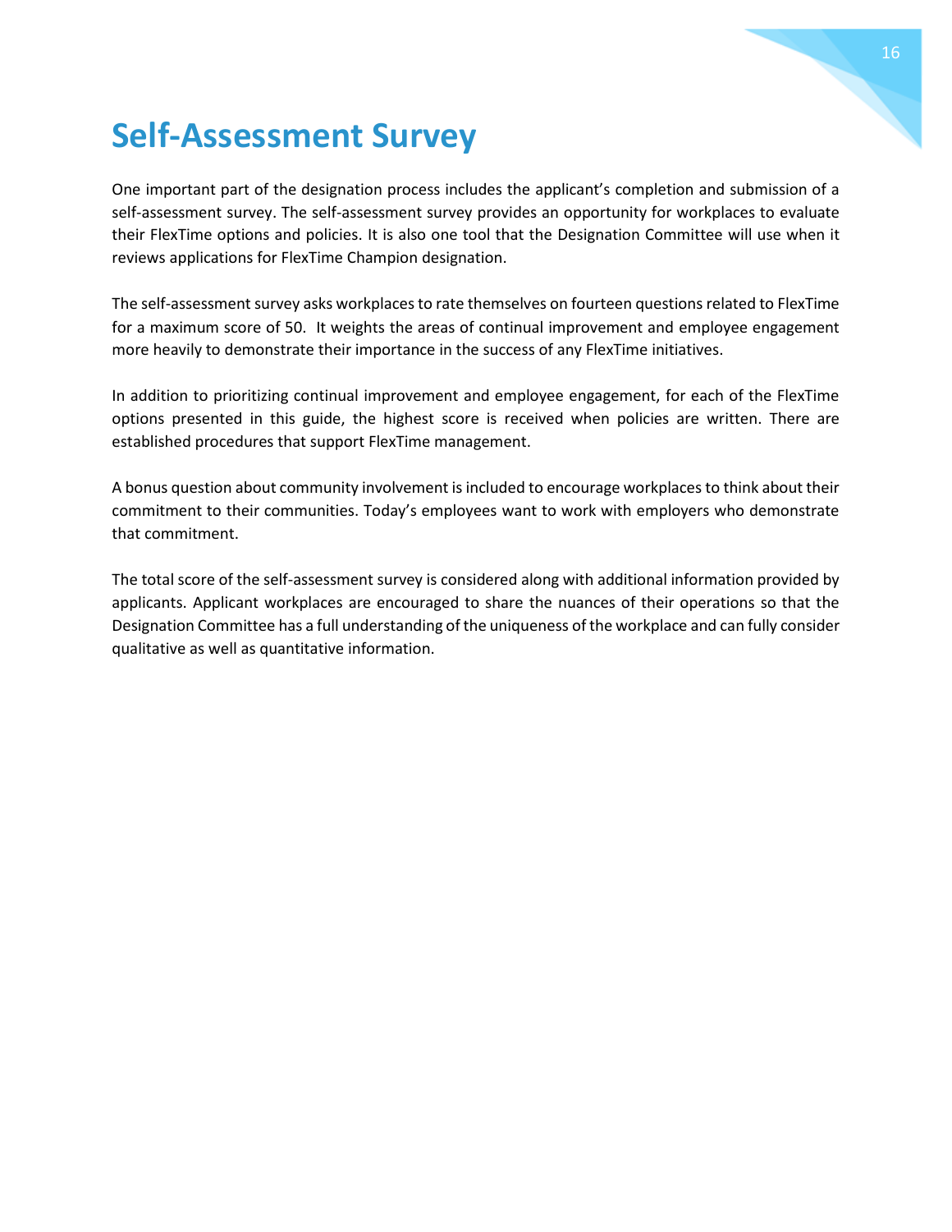# Self-Assessment Survey

One important part of the designation process includes the applicant's completion and submission of a self-assessment survey. The self-assessment survey provides an opportunity for workplaces to evaluate their FlexTime options and policies. It is also one tool that the Designation Committee will use when it reviews applications for FlexTime Champion designation.

The self-assessment survey asks workplaces to rate themselves on fourteen questions related to FlexTime for a maximum score of 50. It weights the areas of continual improvement and employee engagement more heavily to demonstrate their importance in the success of any FlexTime initiatives.

In addition to prioritizing continual improvement and employee engagement, for each of the FlexTime options presented in this guide, the highest score is received when policies are written. There are established procedures that support FlexTime management.

A bonus question about community involvement is included to encourage workplaces to think about their commitment to their communities. Today's employees want to work with employers who demonstrate that commitment.

The total score of the self-assessment survey is considered along with additional information provided by applicants. Applicant workplaces are encouraged to share the nuances of their operations so that the Designation Committee has a full understanding of the uniqueness of the workplace and can fully consider qualitative as well as quantitative information.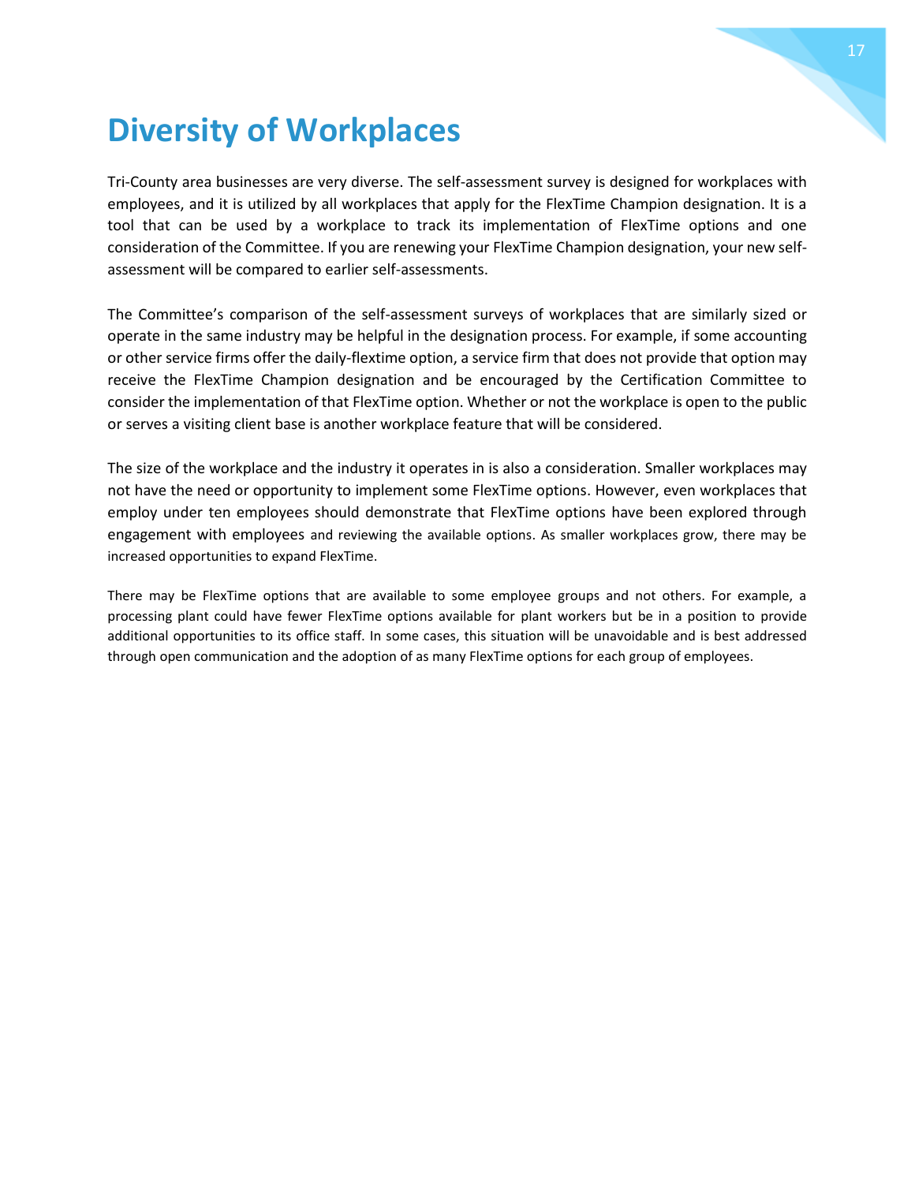# Diversity of Workplaces

Tri-County area businesses are very diverse. The self-assessment survey is designed for workplaces with employees, and it is utilized by all workplaces that apply for the FlexTime Champion designation. It is a tool that can be used by a workplace to track its implementation of FlexTime options and one consideration of the Committee. If you are renewing your FlexTime Champion designation, your new self-assessment will be compared to earlier self-assessments.

The Committee's comparison of the self-assessment surveys of workplaces that are similarly sized or operate in the same industry may be helpful in the designation process. For example, if some accounting or other service firms offer the daily-flextime option, a service firm that does not provide that option may receive the FlexTime Champion designation and be encouraged by the Certification Committee to consider the implementation of that FlexTime option. Whether or not the workplace is open to the public or serves a visiting client base is another workplace feature that will be considered.

The size of the workplace and the industry it operates in is also a consideration. Smaller workplaces may not have the need or opportunity to implement some FlexTime options. However, even workplaces that employ under ten employees should demonstrate that FlexTime options have been explored through engagement with employees and reviewing the available options. As smaller workplaces grow, there may be increased opportunities to expand FlexTime.

There may be FlexTime options that are available to some employee groups and not others. For example, a processing plant could have fewer FlexTime options available for plant workers but be in a position to provide additional opportunities to its office staff. In some cases, this situation will be unavoidable and is best addressed through open communication and the adoption of as many FlexTime options for each group of employees.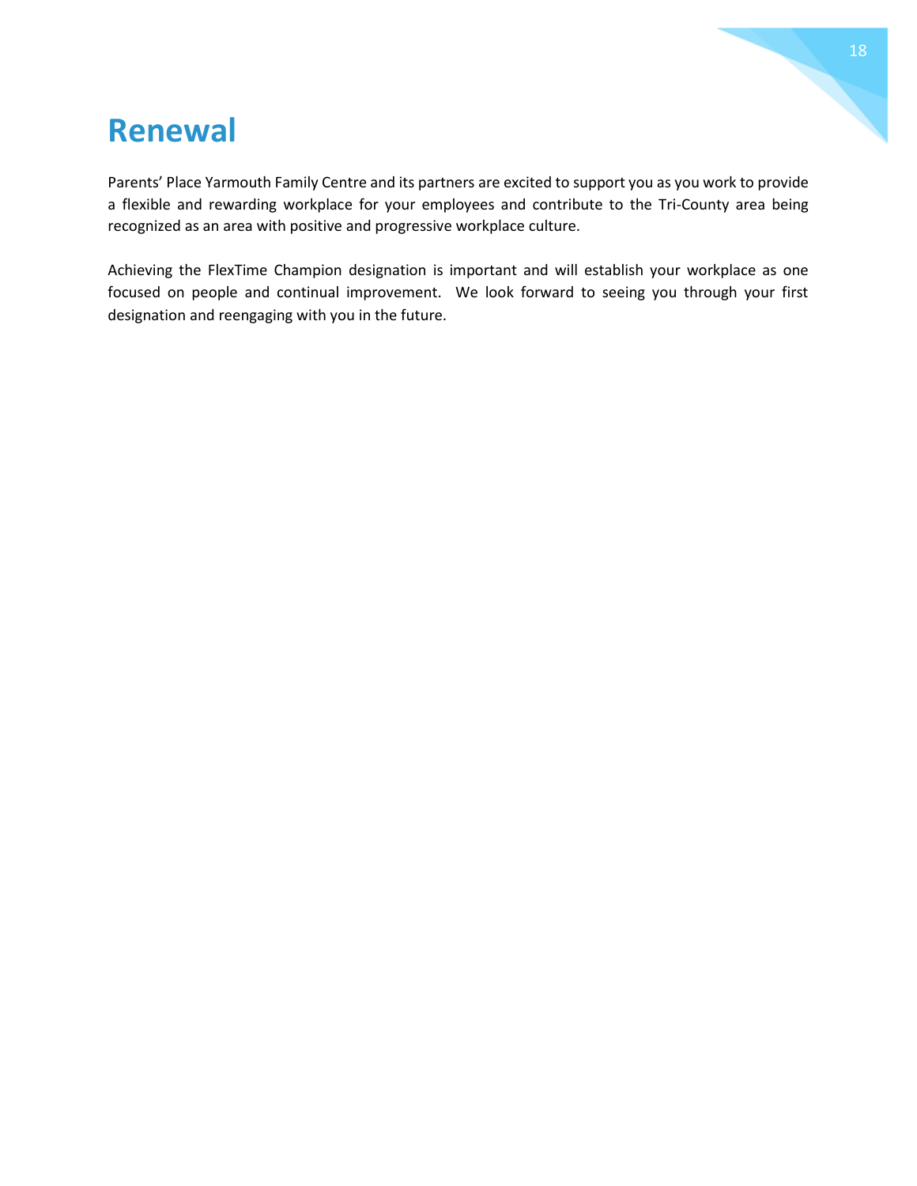# Renewal

Parents' Place Yarmouth Family Centre and its partners are excited to support you as you work to provide a flexible and rewarding workplace for your employees and contribute to the Tri-County area being recognized as an area with positive and progressive workplace culture.

Achieving the FlexTime Champion designation is important and will establish your workplace as one focused on people and continual improvement. We look forward to seeing you through your first designation and reengaging with you in the future.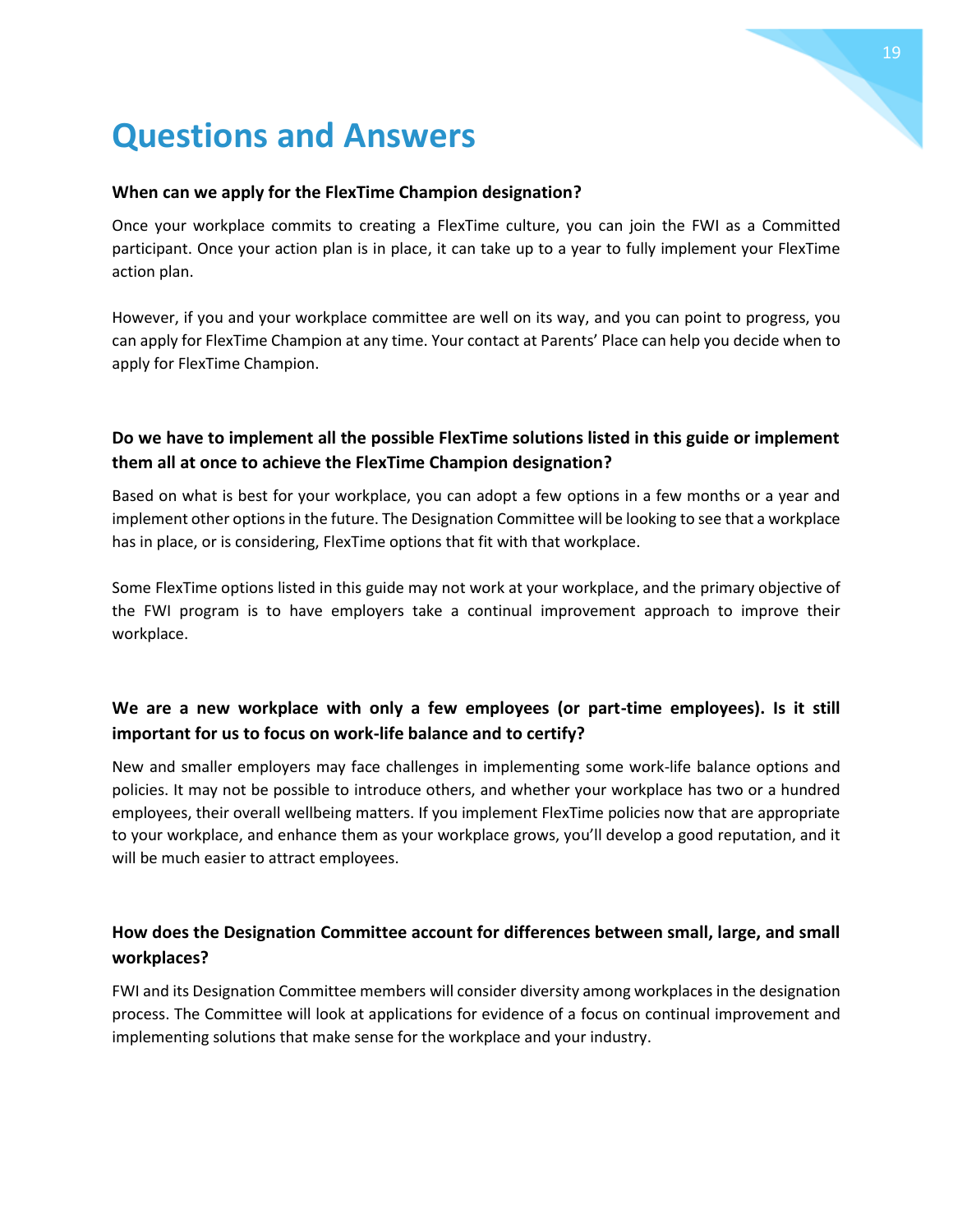# Questions and Answers

**When can we apply for the FlexTime Champion designation?**

Once your workplace commits to creating a FlexTime culture, you can join the FWI as a Committed participant. Once your action plan is in place, it can take up to a year to fully implement your FlexTime action plan.

However, if you and your workplace committee are well on its way, and you can point to progress, you can apply for FlexTime Champion at any time. Your contact at Parents' Place can help you decide when to apply for FlexTime Champion.

**Do we have to implement all the possible FlexTime solutions listed in this guide or implement them all at once to achieve the FlexTime Champion designation?**

Based on what is best for your workplace, you can adopt a few options in a few months or a year and implement other options in the future. The Designation Committee will be looking to see that a workplace has in place, or is considering, FlexTime options that fit with that workplace.

Some FlexTime options listed in this guide may not work at your workplace, and the primary objective of the FWI program is to have employers take a continual improvement approach to improve their workplace.

**We are a new workplace with only a few employees (or part-time employees). Is it still important for us to focus on work-life balance and to certify?**

New and smaller employers may face challenges in implementing some work-life balance options and policies. It may not be possible to introduce others, and whether your workplace has two or a hundred employees, their overall wellbeing matters. If you implement FlexTime policies now that are appropriate to your workplace, and enhance them as your workplace grows, you'll develop a good reputation, and it will be much easier to attract employees.

**How does the Designation Committee account for differences between small, large, and small workplaces?**

FWI and its Designation Committee members will consider diversity among workplaces in the designation process. The Committee will look at applications for evidence of a focus on continual improvement and implementing solutions that make sense for the workplace and your industry.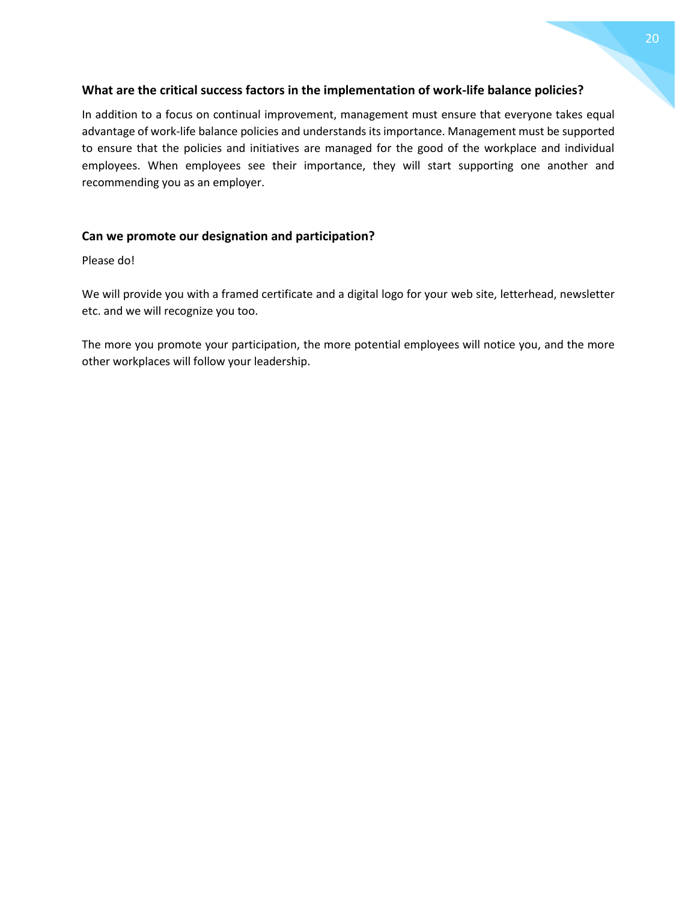### What are the critical success factors in the implementation of work-life balance policies?

In addition to a focus on continual improvement, management must ensure that everyone takes equal advantage of work-life balance policies and understands its importance. Management must be supported to ensure that the policies and initiatives are managed for the good of the workplace and individual employees. When employees see their importance, they will start supporting one another and recommending you as an employer.

### Can we promote our designation and participation?

Please do!

We will provide you with a framed certificate and a digital logo for your web site, letterhead, newsletter etc. and we will recognize you too.

The more you promote your participation, the more potential employees will notice you, and the more other workplaces will follow your leadership.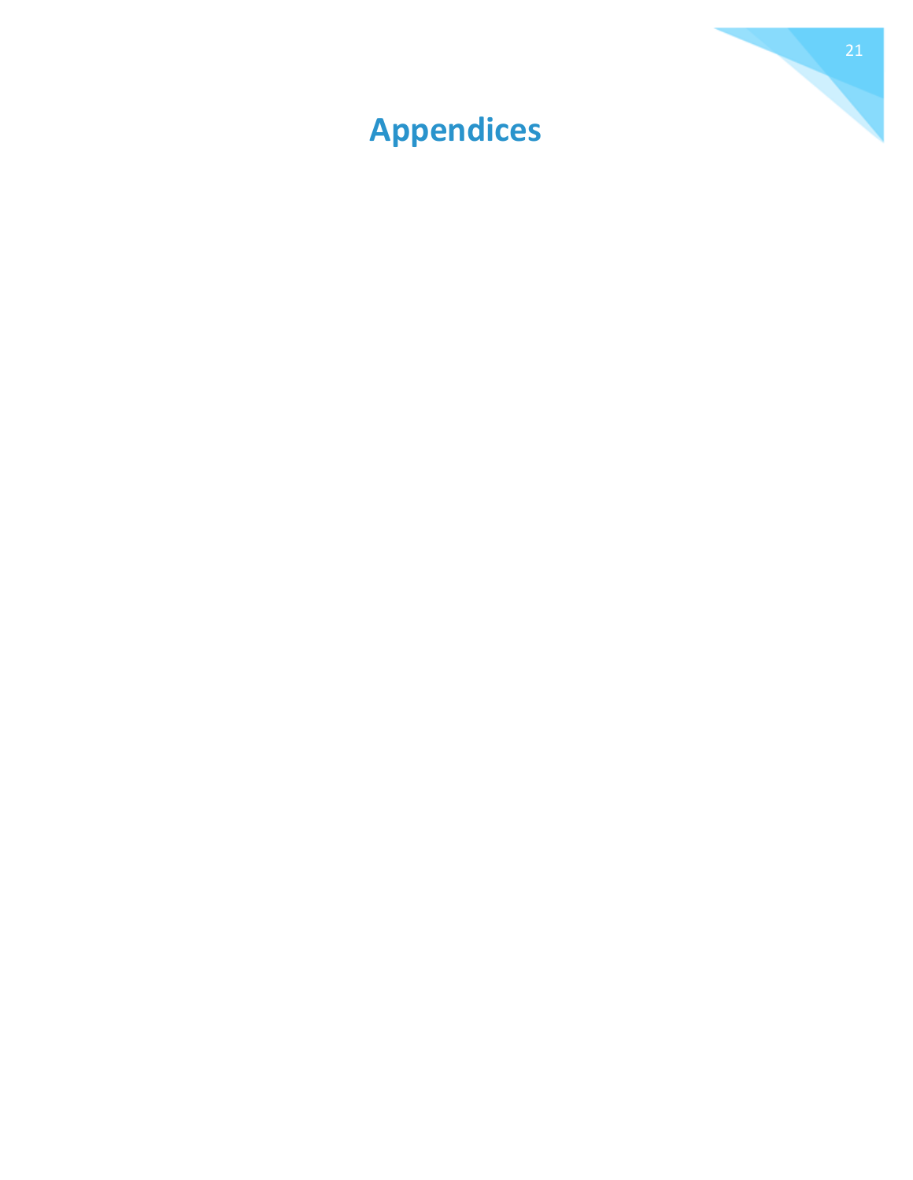# Appendices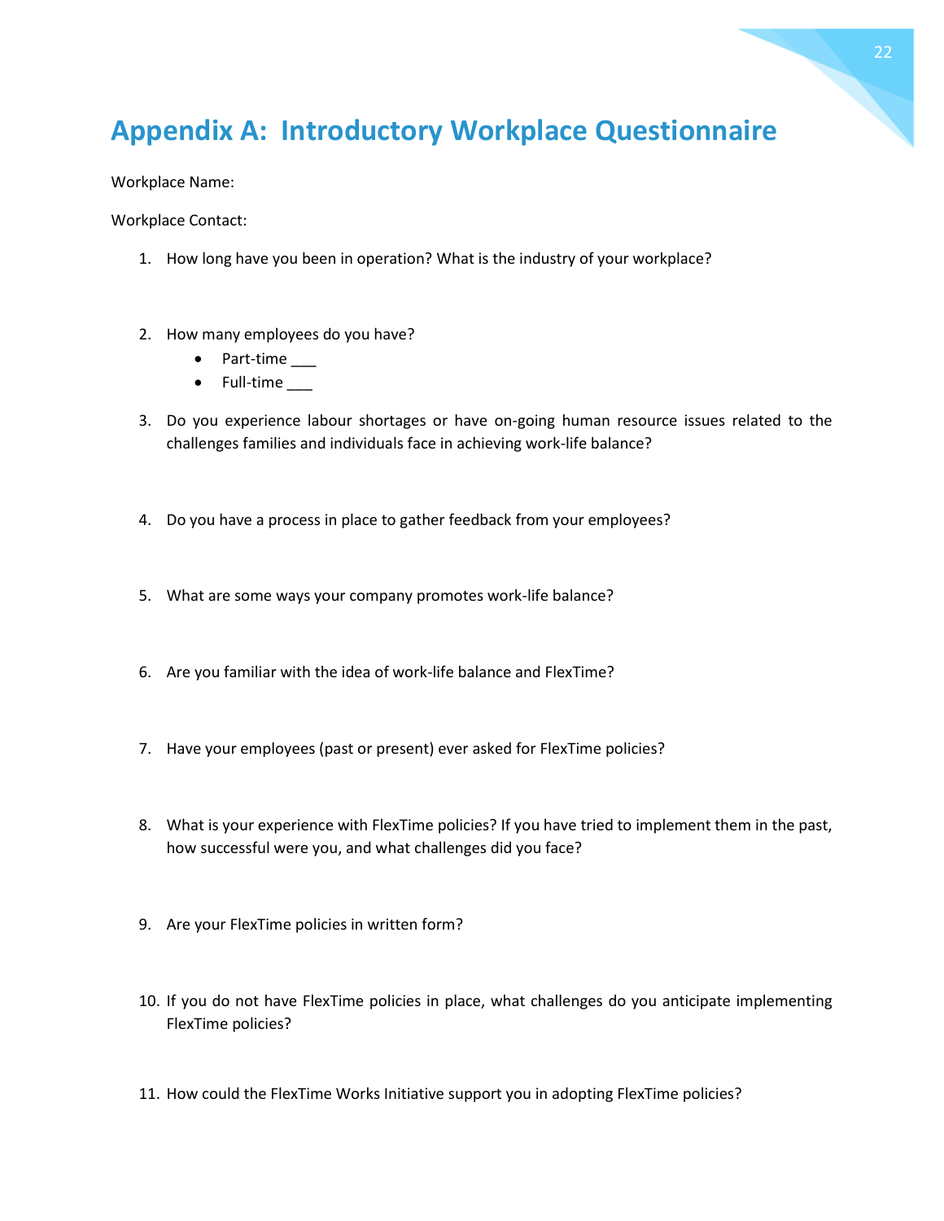# Appendix A: Introductory Workplace Questionnaire

Workplace Name:

Workplace Contact:

1. How long have you been in operation? What is the industry of your workplace?

2. How many employees do you have?
   - Part-time ___
   - Full-time ___

3. Do you experience labour shortages or have on-going human resource issues related to the challenges families and individuals face in achieving work-life balance?

4. Do you have a process in place to gather feedback from your employees?

5. What are some ways your company promotes work-life balance?

6. Are you familiar with the idea of work-life balance and FlexTime?

7. Have your employees (past or present) ever asked for FlexTime policies?

8. What is your experience with FlexTime policies? If you have tried to implement them in the past, how successful were you, and what challenges did you face?

9. Are your FlexTime policies in written form?

10. If you do not have FlexTime policies in place, what challenges do you anticipate implementing FlexTime policies?

11. How could the FlexTime Works Initiative support you in adopting FlexTime policies?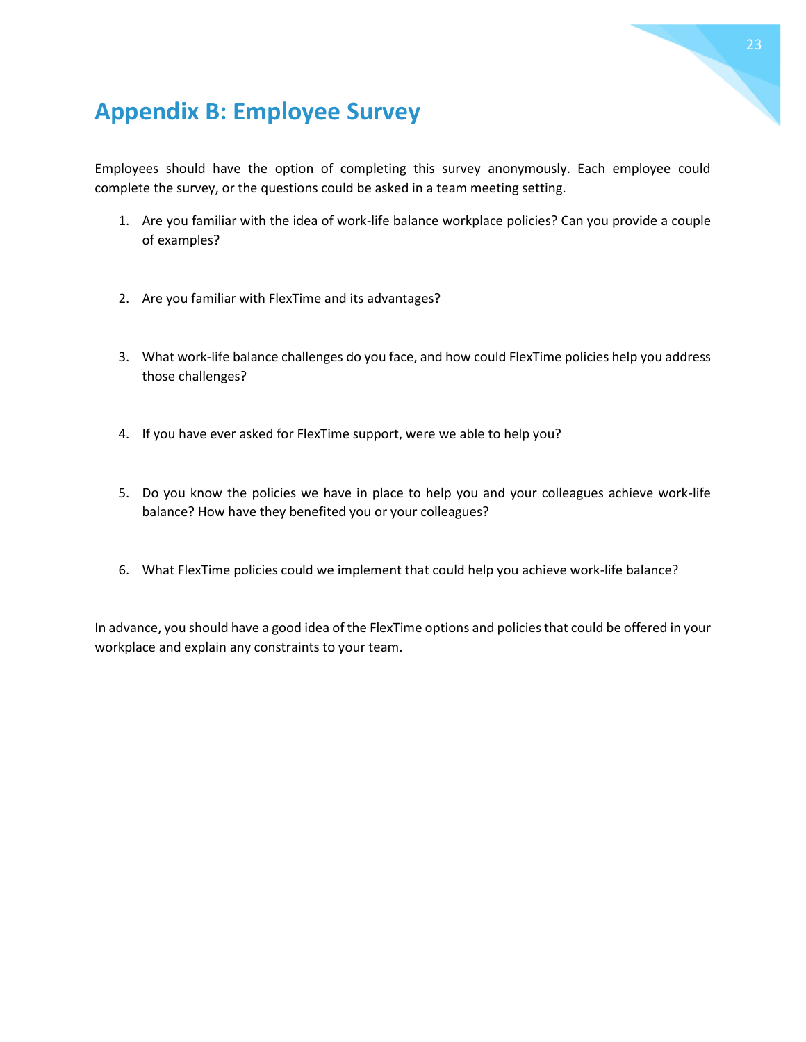## Appendix B: Employee Survey

Employees should have the option of completing this survey anonymously. Each employee could complete the survey, or the questions could be asked in a team meeting setting.

1. Are you familiar with the idea of work-life balance workplace policies? Can you provide a couple of examples?

2. Are you familiar with FlexTime and its advantages?

3. What work-life balance challenges do you face, and how could FlexTime policies help you address those challenges?

4. If you have ever asked for FlexTime support, were we able to help you?

5. Do you know the policies we have in place to help you and your colleagues achieve work-life balance? How have they benefited you or your colleagues?

6. What FlexTime policies could we implement that could help you achieve work-life balance?

In advance, you should have a good idea of the FlexTime options and policies that could be offered in your workplace and explain any constraints to your team.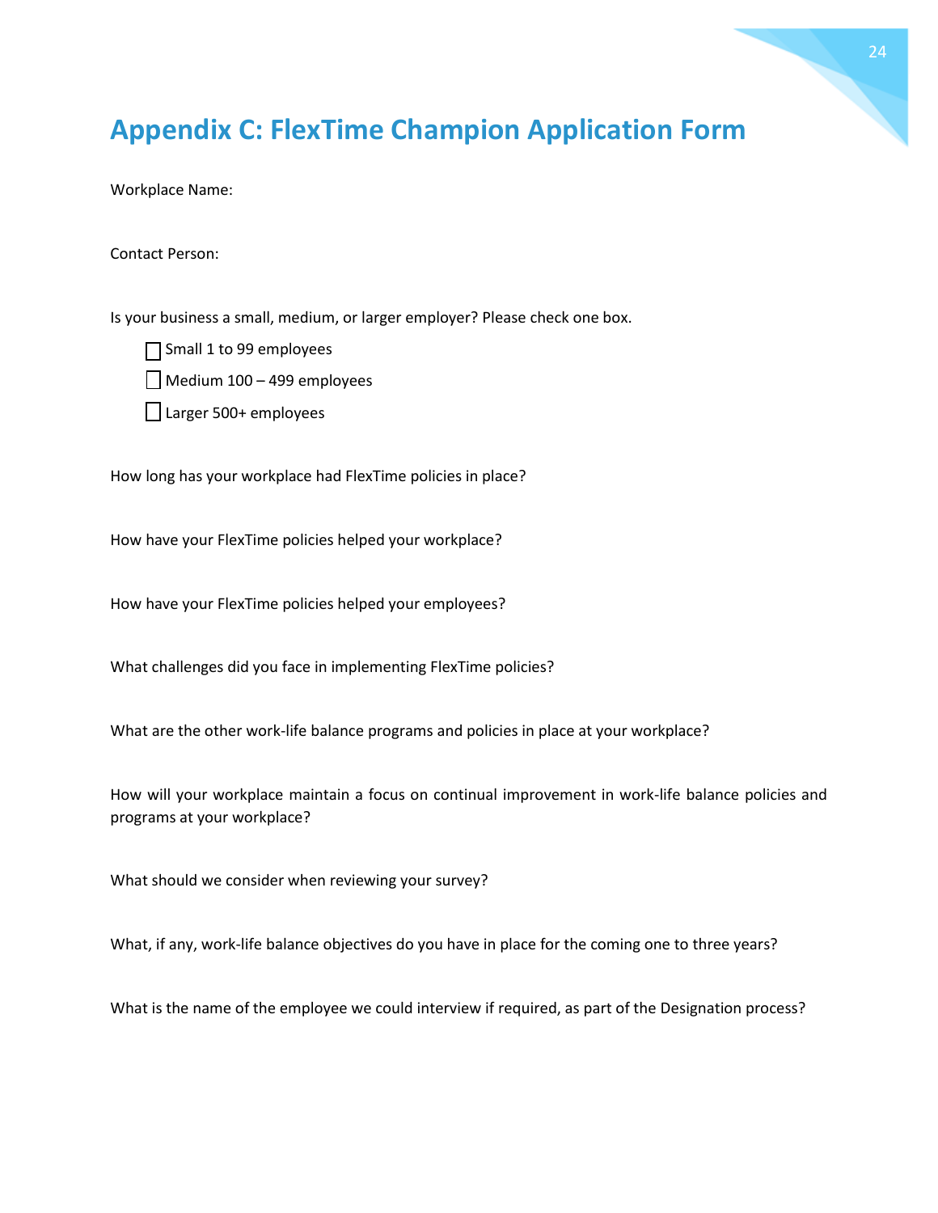# Appendix C: FlexTime Champion Application Form

Workplace Name:

Contact Person:

Is your business a small, medium, or larger employer? Please check one box.

- ☐ Small 1 to 99 employees
- ☐ Medium 100 – 499 employees
- ☐ Larger 500+ employees

How long has your workplace had FlexTime policies in place?

How have your FlexTime policies helped your workplace?

How have your FlexTime policies helped your employees?

What challenges did you face in implementing FlexTime policies?

What are the other work-life balance programs and policies in place at your workplace?

How will your workplace maintain a focus on continual improvement in work-life balance policies and programs at your workplace?

What should we consider when reviewing your survey?

What, if any, work-life balance objectives do you have in place for the coming one to three years?

What is the name of the employee we could interview if required, as part of the Designation process?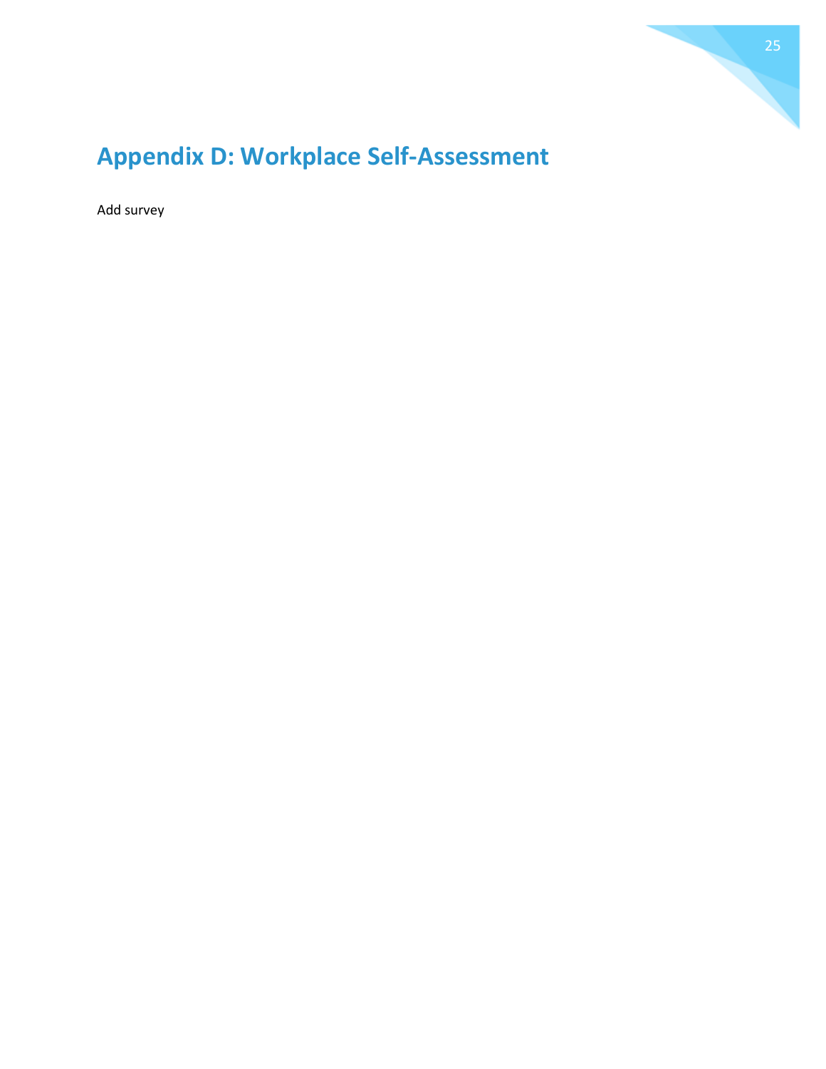# Appendix D: Workplace Self-Assessment

Add survey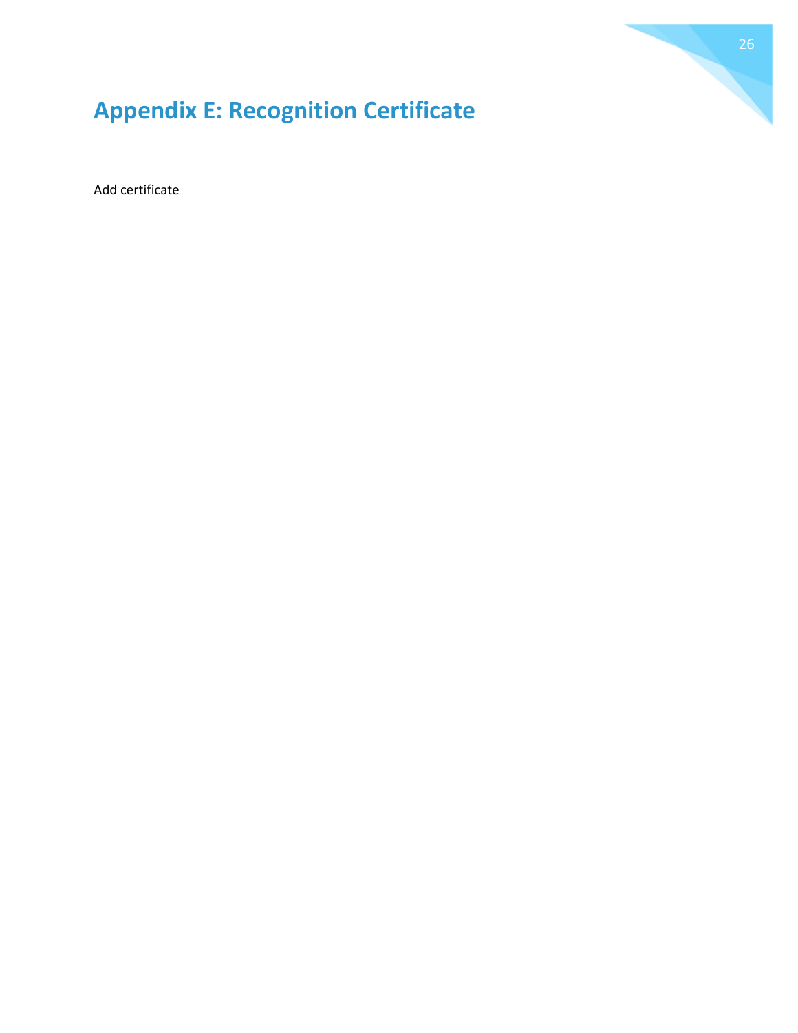# Appendix E: Recognition Certificate

Add certificate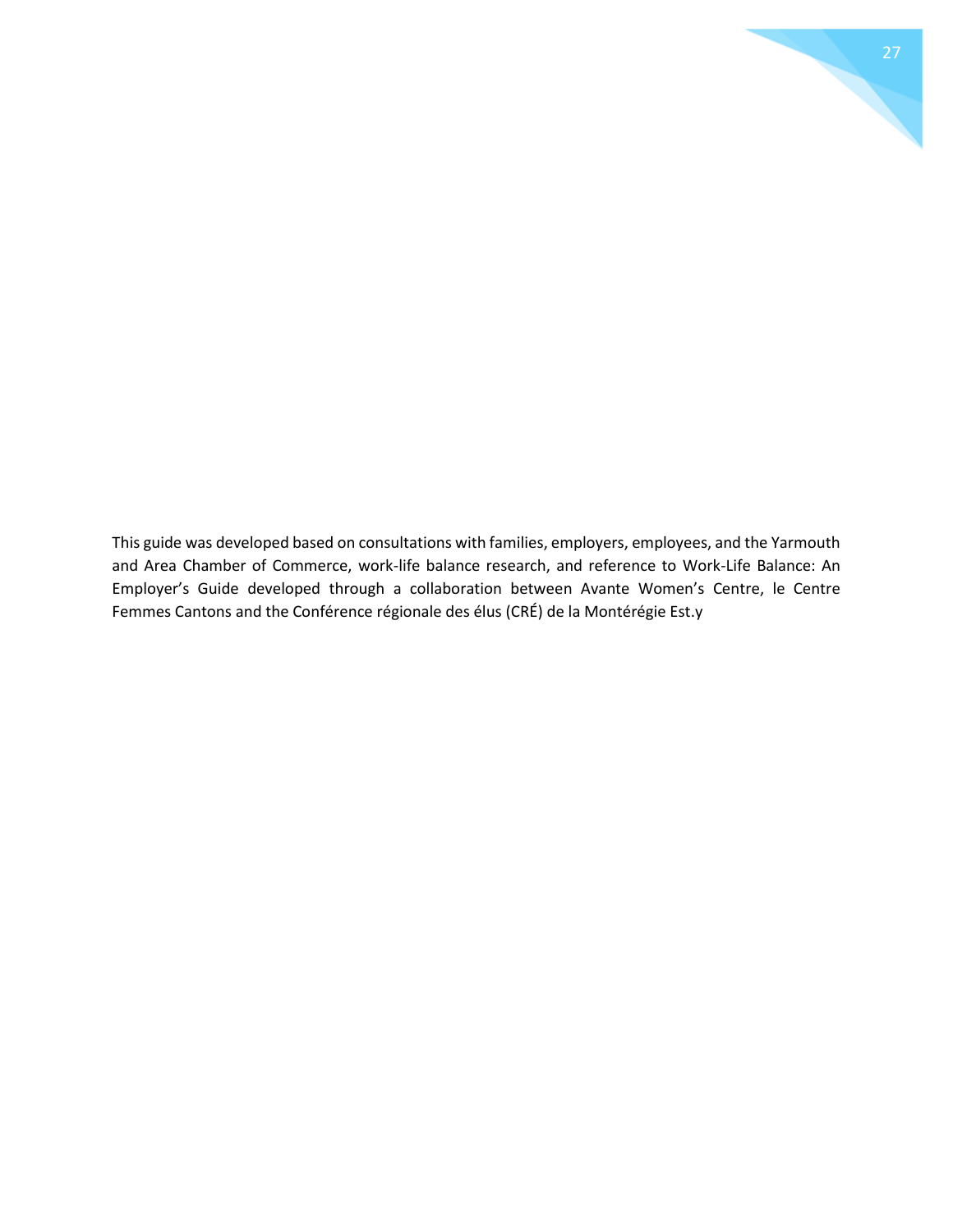This guide was developed based on consultations with families, employers, employees, and the Yarmouth and Area Chamber of Commerce, work-life balance research, and reference to Work-Life Balance: An Employer's Guide developed through a collaboration between Avante Women's Centre, le Centre Femmes Cantons and the Conférence régionale des élus (CRÉ) de la Montérégie Est.y